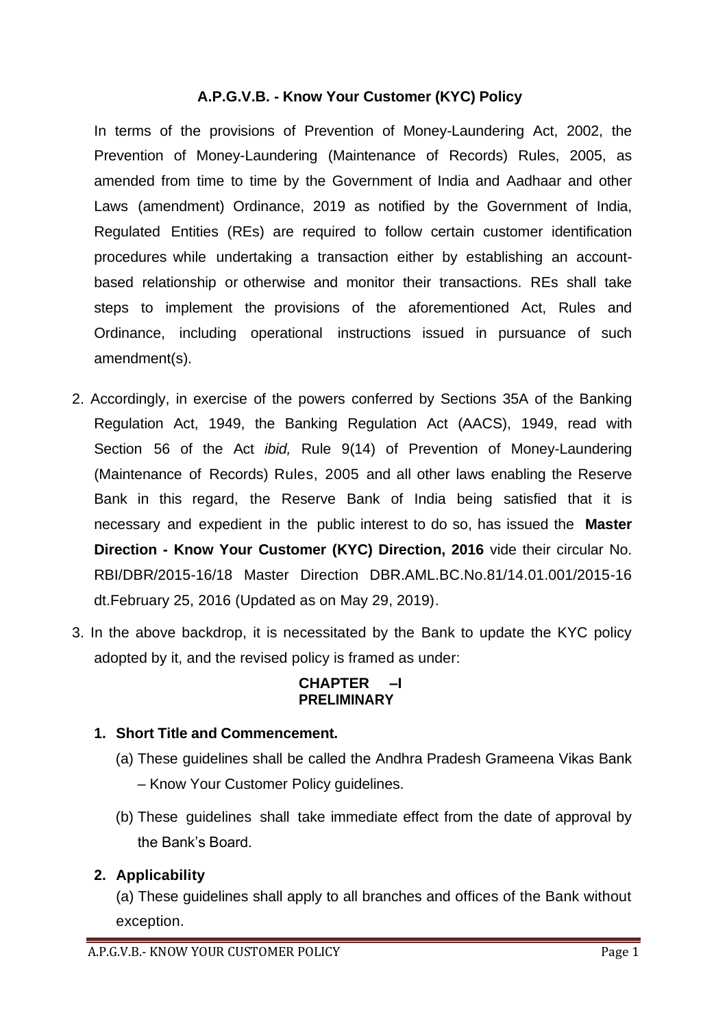# A.P.G.V.B. - Know Your Customer (KYC) Policy

In terms of the provisions of Prevention of Money-Laundering Act, 2002, the Prevention of Money-Laundering (Maintenance of Records) Rules, 2005, as amended from time to time by the Government of India and Aadhaar and other Laws (amendment) Ordinance, 2019 as notified by the Government of India, Regulated Entities (REs) are required to follow certain customer identification procedures while undertaking a transaction either by establishing an account-based relationship or otherwise and monitor their transactions. REs shall take steps to implement the provisions of the aforementioned Act, Rules and Ordinance, including operational instructions issued in pursuance of such amendment(s).

2. Accordingly, in exercise of the powers conferred by Sections 35A of the Banking Regulation Act, 1949, the Banking Regulation Act (AACS), 1949, read with Section 56 of the Act *ibid,* Rule 9(14) of Prevention of Money-Laundering (Maintenance of Records) Rules, 2005 and all other laws enabling the Reserve Bank in this regard, the Reserve Bank of India being satisfied that it is necessary and expedient in the public interest to do so, has issued the **Master Direction - Know Your Customer (KYC) Direction, 2016** vide their circular No. RBI/DBR/2015-16/18 Master Direction DBR.AML.BC.No.81/14.01.001/2015-16 dt.February 25, 2016 (Updated as on May 29, 2019).

3. In the above backdrop, it is necessitated by the Bank to update the KYC policy adopted by it, and the revised policy is framed as under:

## CHAPTER –I PRELIMINARY

**1. Short Title and Commencement.**

(a) These guidelines shall be called the Andhra Pradesh Grameena Vikas Bank – Know Your Customer Policy guidelines.

(b) These guidelines shall take immediate effect from the date of approval by the Bank's Board.

**2. Applicability**

(a) These guidelines shall apply to all branches and offices of the Bank without exception.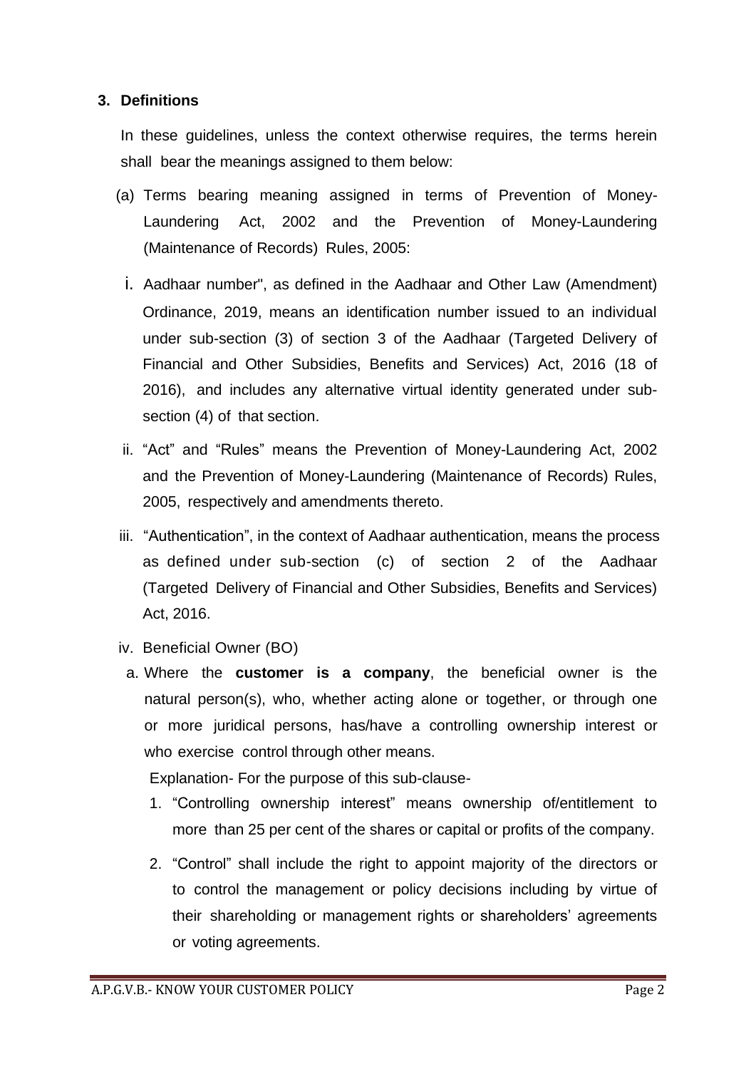## 3. Definitions

In these guidelines, unless the context otherwise requires, the terms herein shall bear the meanings assigned to them below:

(a) Terms bearing meaning assigned in terms of Prevention of Money-Laundering Act, 2002 and the Prevention of Money-Laundering (Maintenance of Records) Rules, 2005:

i. Aadhaar number", as defined in the Aadhaar and Other Law (Amendment) Ordinance, 2019, means an identification number issued to an individual under sub-section (3) of section 3 of the Aadhaar (Targeted Delivery of Financial and Other Subsidies, Benefits and Services) Act, 2016 (18 of 2016), and includes any alternative virtual identity generated under sub-section (4) of that section.

ii. "Act" and "Rules" means the Prevention of Money-Laundering Act, 2002 and the Prevention of Money-Laundering (Maintenance of Records) Rules, 2005, respectively and amendments thereto.

iii. "Authentication", in the context of Aadhaar authentication, means the process as defined under sub-section (c) of section 2 of the Aadhaar (Targeted Delivery of Financial and Other Subsidies, Benefits and Services) Act, 2016.

iv. Beneficial Owner (BO)

a. Where the **customer is a company**, the beneficial owner is the natural person(s), who, whether acting alone or together, or through one or more juridical persons, has/have a controlling ownership interest or who exercise control through other means.

Explanation- For the purpose of this sub-clause-

1. "Controlling ownership interest" means ownership of/entitlement to more than 25 per cent of the shares or capital or profits of the company.
2. "Control" shall include the right to appoint majority of the directors or to control the management or policy decisions including by virtue of their shareholding or management rights or shareholders' agreements or voting agreements.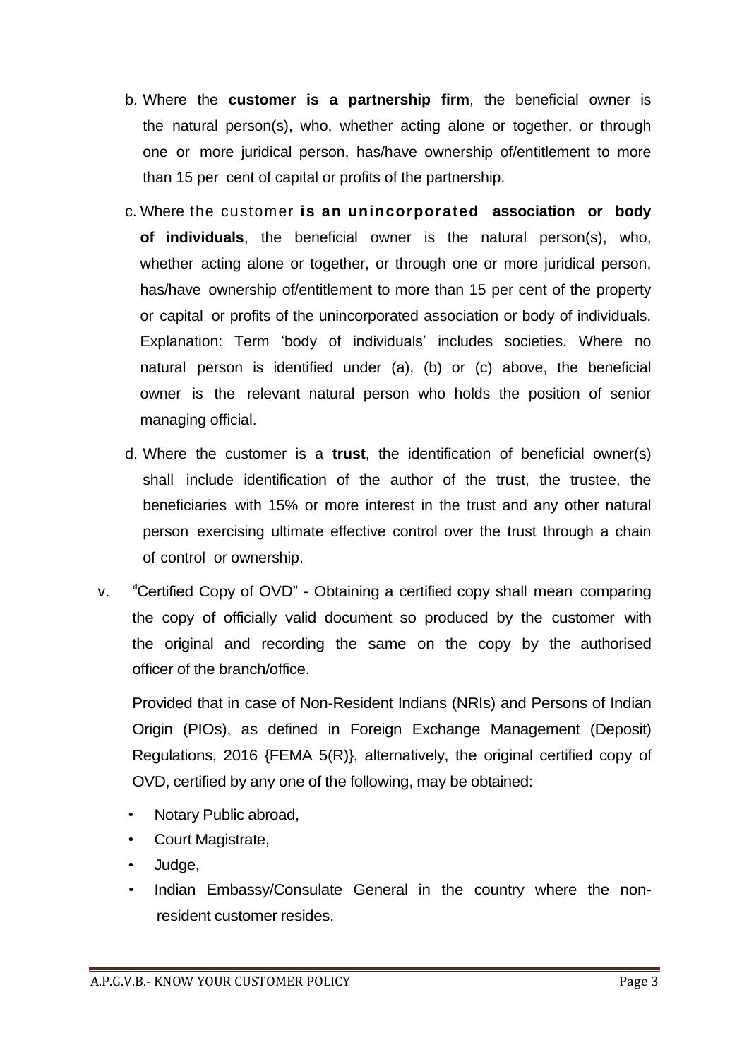b. Where the **customer is a partnership firm**, the beneficial owner is the natural person(s), who, whether acting alone or together, or through one or more juridical person, has/have ownership of/entitlement to more than 15 per cent of capital or profits of the partnership.

c. Where the customer **is an unincorporated association or body of individuals**, the beneficial owner is the natural person(s), who, whether acting alone or together, or through one or more juridical person, has/have ownership of/entitlement to more than 15 per cent of the property or capital or profits of the unincorporated association or body of individuals. Explanation: Term 'body of individuals' includes societies. Where no natural person is identified under (a), (b) or (c) above, the beneficial owner is the relevant natural person who holds the position of senior managing official.

d. Where the customer is a **trust**, the identification of beneficial owner(s) shall include identification of the author of the trust, the trustee, the beneficiaries with 15% or more interest in the trust and any other natural person exercising ultimate effective control over the trust through a chain of control or ownership.

v. "Certified Copy of OVD" - Obtaining a certified copy shall mean comparing the copy of officially valid document so produced by the customer with the original and recording the same on the copy by the authorised officer of the branch/office.

Provided that in case of Non-Resident Indians (NRIs) and Persons of Indian Origin (PIOs), as defined in Foreign Exchange Management (Deposit) Regulations, 2016 {FEMA 5(R)}, alternatively, the original certified copy of OVD, certified by any one of the following, may be obtained:

- Notary Public abroad,
- Court Magistrate,
- Judge,
- Indian Embassy/Consulate General in the country where the non-resident customer resides.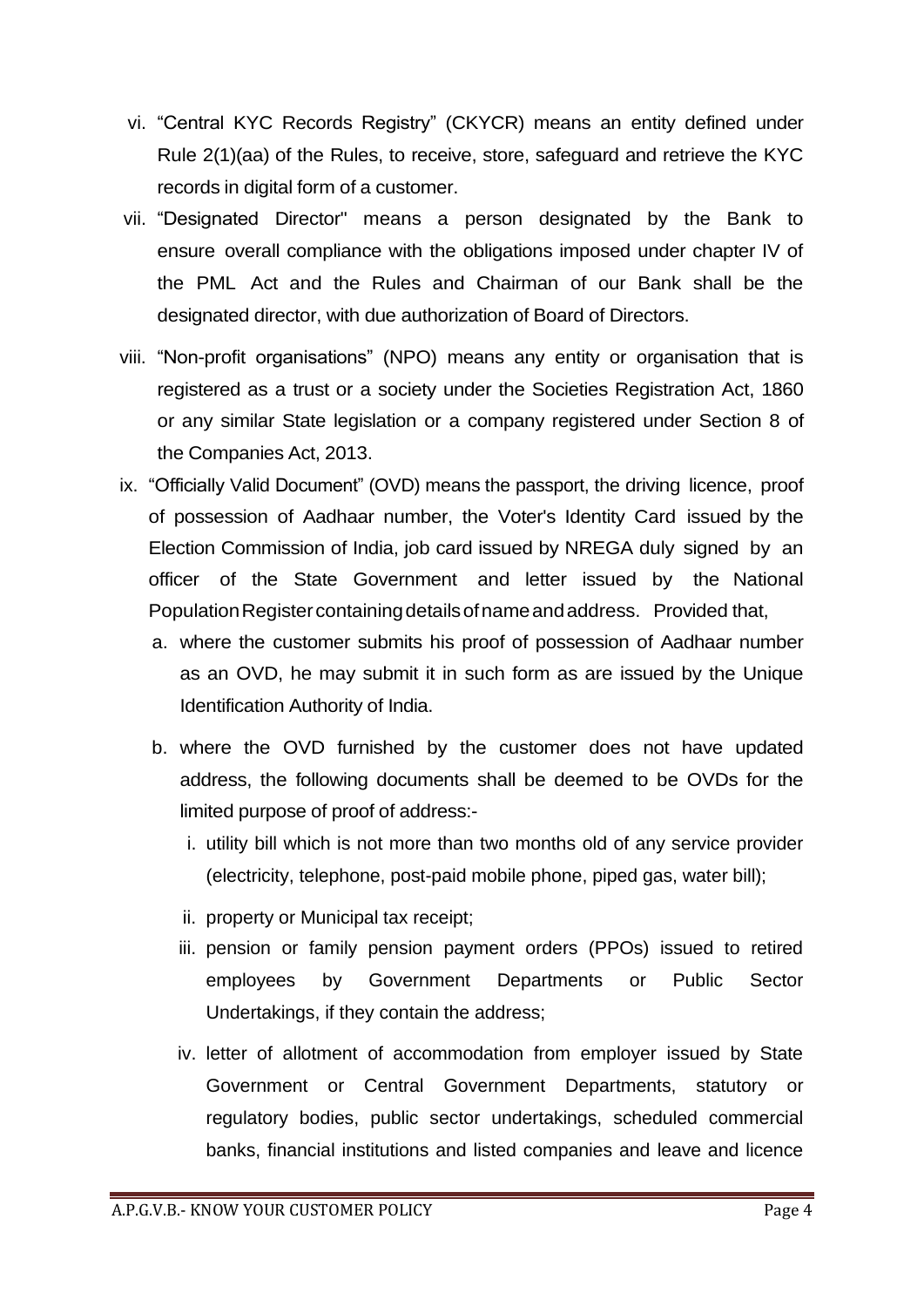vi. "Central KYC Records Registry" (CKYCR) means an entity defined under Rule 2(1)(aa) of the Rules, to receive, store, safeguard and retrieve the KYC records in digital form of a customer.

vii. "Designated Director" means a person designated by the Bank to ensure overall compliance with the obligations imposed under chapter IV of the PML Act and the Rules and Chairman of our Bank shall be the designated director, with due authorization of Board of Directors.

viii. "Non-profit organisations" (NPO) means any entity or organisation that is registered as a trust or a society under the Societies Registration Act, 1860 or any similar State legislation or a company registered under Section 8 of the Companies Act, 2013.

ix. "Officially Valid Document" (OVD) means the passport, the driving licence, proof of possession of Aadhaar number, the Voter's Identity Card issued by the Election Commission of India, job card issued by NREGA duly signed by an officer of the State Government and letter issued by the National Population Register containing details of name and address. Provided that,

   a. where the customer submits his proof of possession of Aadhaar number as an OVD, he may submit it in such form as are issued by the Unique Identification Authority of India.

   b. where the OVD furnished by the customer does not have updated address, the following documents shall be deemed to be OVDs for the limited purpose of proof of address:-

      i. utility bill which is not more than two months old of any service provider (electricity, telephone, post-paid mobile phone, piped gas, water bill);

      ii. property or Municipal tax receipt;

      iii. pension or family pension payment orders (PPOs) issued to retired employees by Government Departments or Public Sector Undertakings, if they contain the address;

      iv. letter of allotment of accommodation from employer issued by State Government or Central Government Departments, statutory or regulatory bodies, public sector undertakings, scheduled commercial banks, financial institutions and listed companies and leave and licence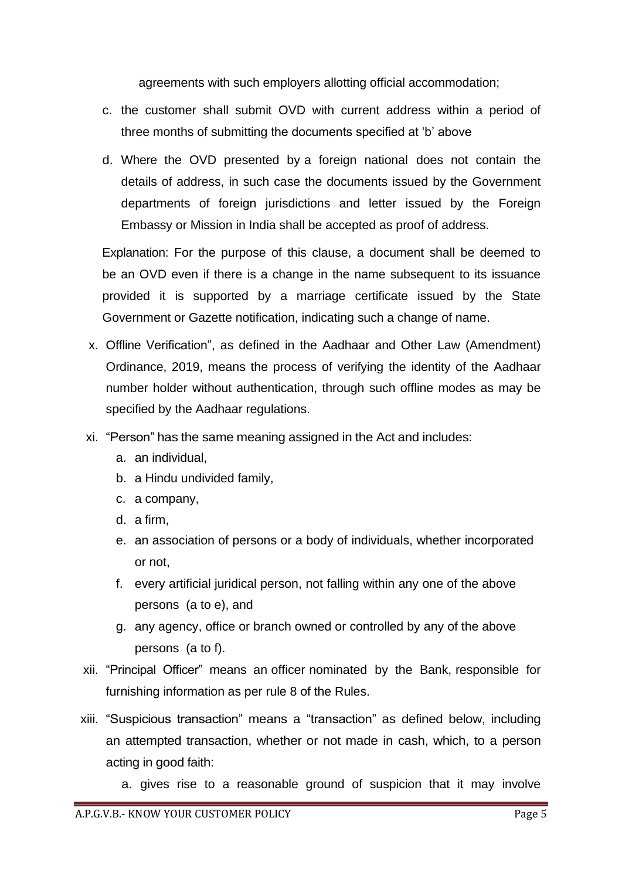agreements with such employers allotting official accommodation;

c. the customer shall submit OVD with current address within a period of three months of submitting the documents specified at 'b' above

d. Where the OVD presented by a foreign national does not contain the details of address, in such case the documents issued by the Government departments of foreign jurisdictions and letter issued by the Foreign Embassy or Mission in India shall be accepted as proof of address.

Explanation: For the purpose of this clause, a document shall be deemed to be an OVD even if there is a change in the name subsequent to its issuance provided it is supported by a marriage certificate issued by the State Government or Gazette notification, indicating such a change of name.

x. Offline Verification", as defined in the Aadhaar and Other Law (Amendment) Ordinance, 2019, means the process of verifying the identity of the Aadhaar number holder without authentication, through such offline modes as may be specified by the Aadhaar regulations.

xi. "Person" has the same meaning assigned in the Act and includes:
   a. an individual,
   b. a Hindu undivided family,
   c. a company,
   d. a firm,
   e. an association of persons or a body of individuals, whether incorporated or not,
   f. every artificial juridical person, not falling within any one of the above persons (a to e), and
   g. any agency, office or branch owned or controlled by any of the above persons (a to f).

xii. "Principal Officer" means an officer nominated by the Bank, responsible for furnishing information as per rule 8 of the Rules.

xiii. "Suspicious transaction" means a "transaction" as defined below, including an attempted transaction, whether or not made in cash, which, to a person acting in good faith:
   a. gives rise to a reasonable ground of suspicion that it may involve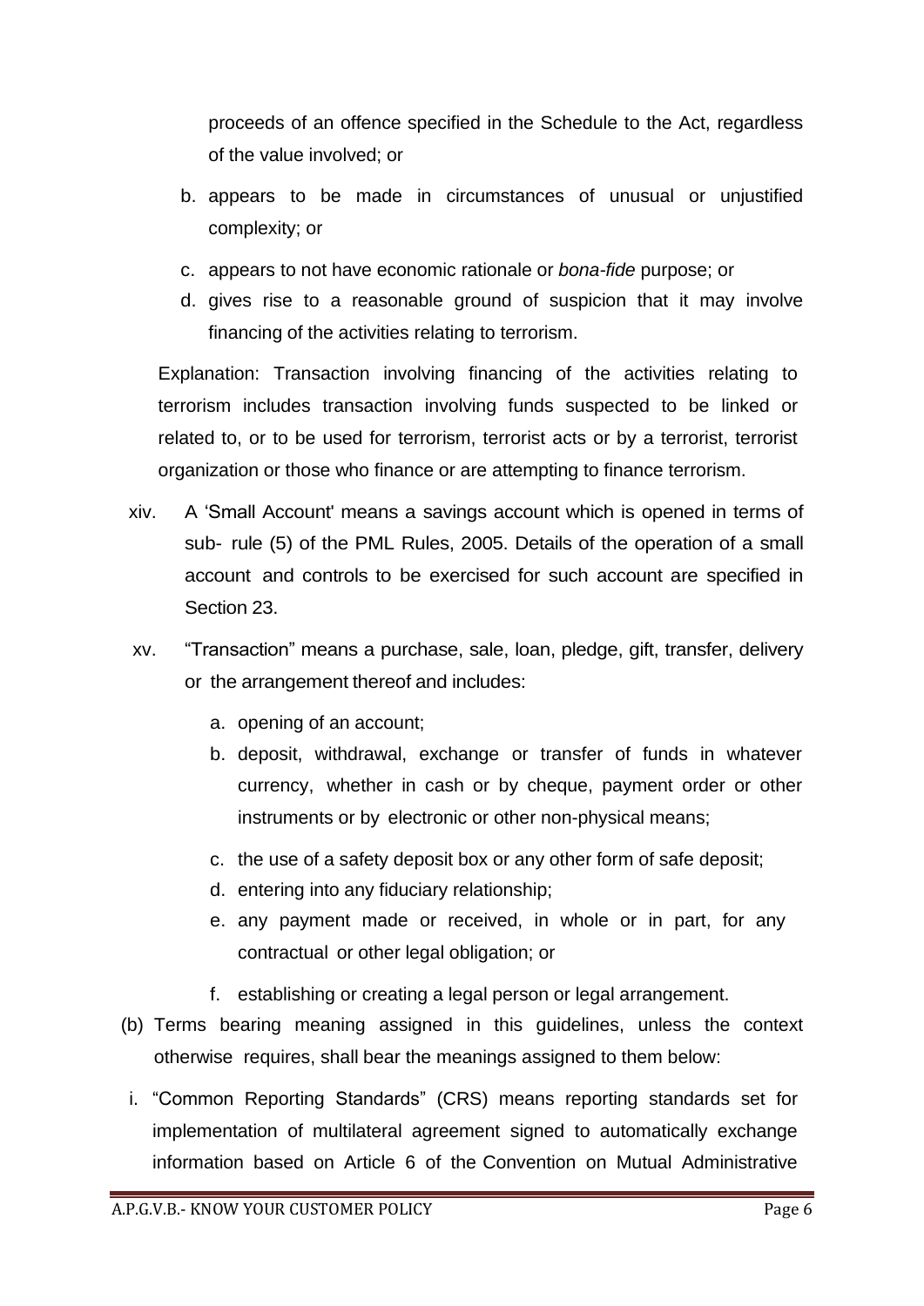proceeds of an offence specified in the Schedule to the Act, regardless of the value involved; or

b. appears to be made in circumstances of unusual or unjustified complexity; or
c. appears to not have economic rationale or *bona-fide* purpose; or
d. gives rise to a reasonable ground of suspicion that it may involve financing of the activities relating to terrorism.

Explanation: Transaction involving financing of the activities relating to terrorism includes transaction involving funds suspected to be linked or related to, or to be used for terrorism, terrorist acts or by a terrorist, terrorist organization or those who finance or are attempting to finance terrorism.

xiv. A 'Small Account' means a savings account which is opened in terms of sub- rule (5) of the PML Rules, 2005. Details of the operation of a small account and controls to be exercised for such account are specified in Section 23.

xv. "Transaction" means a purchase, sale, loan, pledge, gift, transfer, delivery or the arrangement thereof and includes:

a. opening of an account;
b. deposit, withdrawal, exchange or transfer of funds in whatever currency, whether in cash or by cheque, payment order or other instruments or by electronic or other non-physical means;
c. the use of a safety deposit box or any other form of safe deposit;
d. entering into any fiduciary relationship;
e. any payment made or received, in whole or in part, for any contractual or other legal obligation; or
f. establishing or creating a legal person or legal arrangement.

(b) Terms bearing meaning assigned in this guidelines, unless the context otherwise requires, shall bear the meanings assigned to them below:

i. "Common Reporting Standards" (CRS) means reporting standards set for implementation of multilateral agreement signed to automatically exchange information based on Article 6 of the Convention on Mutual Administrative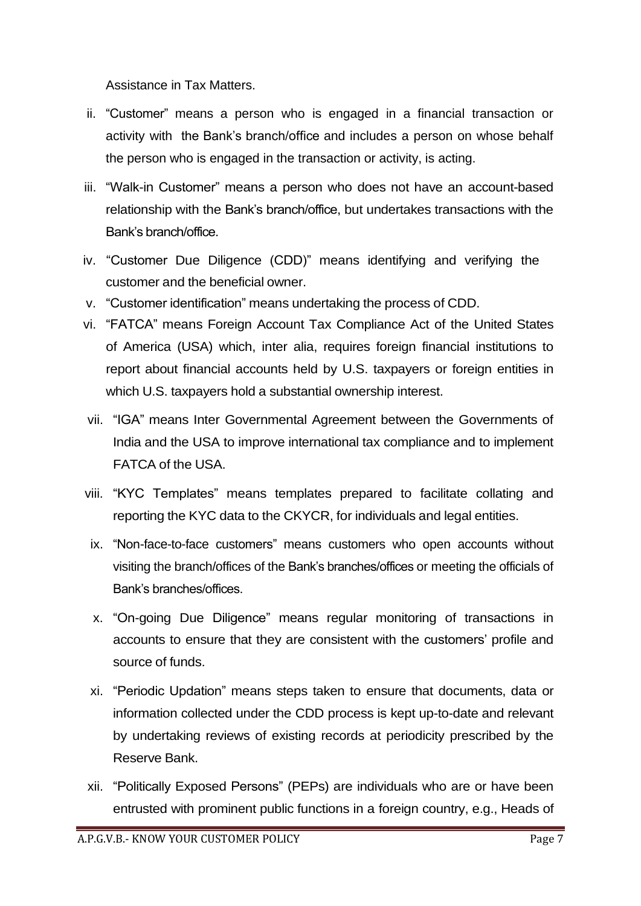Assistance in Tax Matters.

ii. "Customer" means a person who is engaged in a financial transaction or activity with the Bank's branch/office and includes a person on whose behalf the person who is engaged in the transaction or activity, is acting.

iii. "Walk-in Customer" means a person who does not have an account-based relationship with the Bank's branch/office, but undertakes transactions with the Bank's branch/office.

iv. "Customer Due Diligence (CDD)" means identifying and verifying the customer and the beneficial owner.

v. "Customer identification" means undertaking the process of CDD.

vi. "FATCA" means Foreign Account Tax Compliance Act of the United States of America (USA) which, inter alia, requires foreign financial institutions to report about financial accounts held by U.S. taxpayers or foreign entities in which U.S. taxpayers hold a substantial ownership interest.

vii. "IGA" means Inter Governmental Agreement between the Governments of India and the USA to improve international tax compliance and to implement FATCA of the USA.

viii. "KYC Templates" means templates prepared to facilitate collating and reporting the KYC data to the CKYCR, for individuals and legal entities.

ix. "Non-face-to-face customers" means customers who open accounts without visiting the branch/offices of the Bank's branches/offices or meeting the officials of Bank's branches/offices.

x. "On-going Due Diligence" means regular monitoring of transactions in accounts to ensure that they are consistent with the customers' profile and source of funds.

xi. "Periodic Updation" means steps taken to ensure that documents, data or information collected under the CDD process is kept up-to-date and relevant by undertaking reviews of existing records at periodicity prescribed by the Reserve Bank.

xii. "Politically Exposed Persons" (PEPs) are individuals who are or have been entrusted with prominent public functions in a foreign country, e.g., Heads of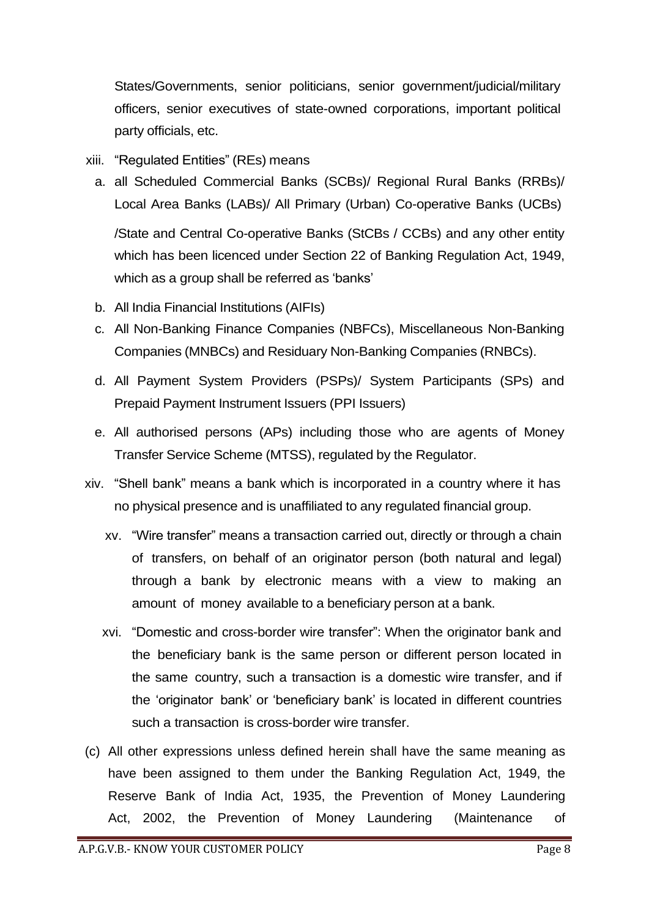States/Governments, senior politicians, senior government/judicial/military officers, senior executives of state-owned corporations, important political party officials, etc.

xiii. "Regulated Entities" (REs) means

a. all Scheduled Commercial Banks (SCBs)/ Regional Rural Banks (RRBs)/ Local Area Banks (LABs)/ All Primary (Urban) Co-operative Banks (UCBs) /State and Central Co-operative Banks (StCBs / CCBs) and any other entity which has been licenced under Section 22 of Banking Regulation Act, 1949, which as a group shall be referred as 'banks'

b. All India Financial Institutions (AIFIs)

c. All Non-Banking Finance Companies (NBFCs), Miscellaneous Non-Banking Companies (MNBCs) and Residuary Non-Banking Companies (RNBCs).

d. All Payment System Providers (PSPs)/ System Participants (SPs) and Prepaid Payment Instrument Issuers (PPI Issuers)

e. All authorised persons (APs) including those who are agents of Money Transfer Service Scheme (MTSS), regulated by the Regulator.

xiv. "Shell bank" means a bank which is incorporated in a country where it has no physical presence and is unaffiliated to any regulated financial group.

xv. "Wire transfer" means a transaction carried out, directly or through a chain of transfers, on behalf of an originator person (both natural and legal) through a bank by electronic means with a view to making an amount of money available to a beneficiary person at a bank.

xvi. "Domestic and cross-border wire transfer": When the originator bank and the beneficiary bank is the same person or different person located in the same country, such a transaction is a domestic wire transfer, and if the 'originator bank' or 'beneficiary bank' is located in different countries such a transaction is cross-border wire transfer.

(c) All other expressions unless defined herein shall have the same meaning as have been assigned to them under the Banking Regulation Act, 1949, the Reserve Bank of India Act, 1935, the Prevention of Money Laundering Act, 2002, the Prevention of Money Laundering (Maintenance of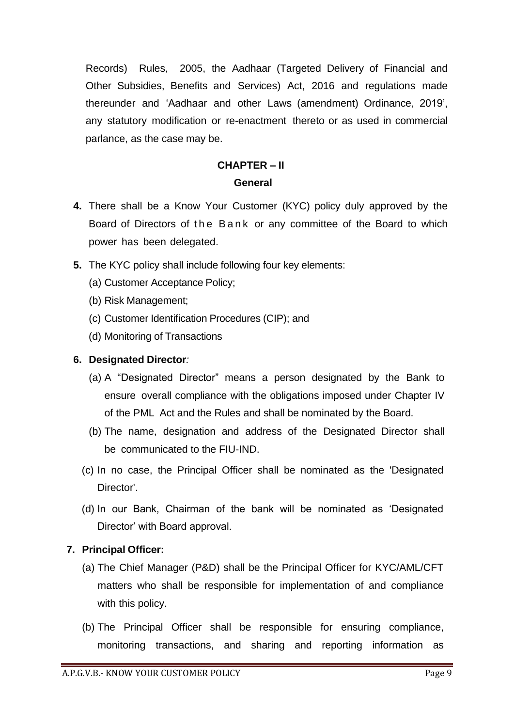Records) Rules, 2005, the Aadhaar (Targeted Delivery of Financial and Other Subsidies, Benefits and Services) Act, 2016 and regulations made thereunder and 'Aadhaar and other Laws (amendment) Ordinance, 2019', any statutory modification or re-enactment thereto or as used in commercial parlance, as the case may be.

## CHAPTER – II

### General

**4.** There shall be a Know Your Customer (KYC) policy duly approved by the Board of Directors of the Bank or any committee of the Board to which power has been delegated.

**5.** The KYC policy shall include following four key elements:

(a) Customer Acceptance Policy;

(b) Risk Management;

(c) Customer Identification Procedures (CIP); and

(d) Monitoring of Transactions

**6. Designated Director***:*

(a) A "Designated Director" means a person designated by the Bank to ensure overall compliance with the obligations imposed under Chapter IV of the PML Act and the Rules and shall be nominated by the Board.

(b) The name, designation and address of the Designated Director shall be communicated to the FIU-IND.

(c) In no case, the Principal Officer shall be nominated as the 'Designated Director'.

(d) In our Bank, Chairman of the bank will be nominated as 'Designated Director' with Board approval.

**7. Principal Officer:**

(a) The Chief Manager (P&D) shall be the Principal Officer for KYC/AML/CFT matters who shall be responsible for implementation of and compliance with this policy.

(b) The Principal Officer shall be responsible for ensuring compliance, monitoring transactions, and sharing and reporting information as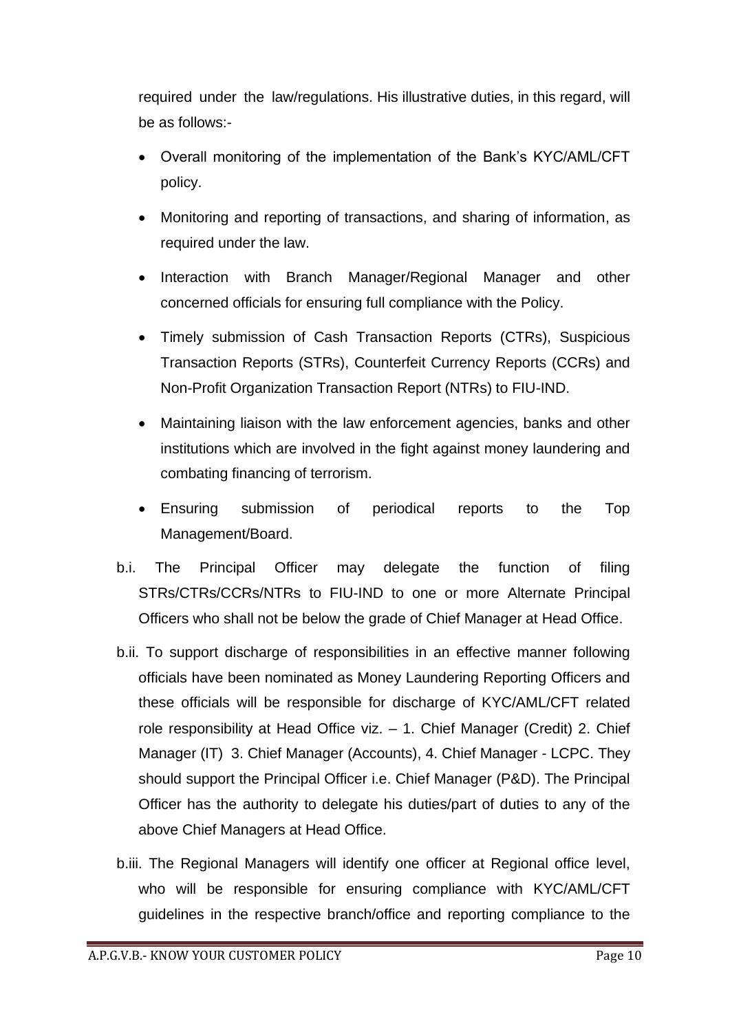required under the law/regulations. His illustrative duties, in this regard, will be as follows:-

- Overall monitoring of the implementation of the Bank's KYC/AML/CFT policy.
- Monitoring and reporting of transactions, and sharing of information, as required under the law.
- Interaction with Branch Manager/Regional Manager and other concerned officials for ensuring full compliance with the Policy.
- Timely submission of Cash Transaction Reports (CTRs), Suspicious Transaction Reports (STRs), Counterfeit Currency Reports (CCRs) and Non-Profit Organization Transaction Report (NTRs) to FIU-IND.
- Maintaining liaison with the law enforcement agencies, banks and other institutions which are involved in the fight against money laundering and combating financing of terrorism.
- Ensuring submission of periodical reports to the Top Management/Board.

b.i. The Principal Officer may delegate the function of filing STRs/CTRs/CCRs/NTRs to FIU-IND to one or more Alternate Principal Officers who shall not be below the grade of Chief Manager at Head Office.

b.ii. To support discharge of responsibilities in an effective manner following officials have been nominated as Money Laundering Reporting Officers and these officials will be responsible for discharge of KYC/AML/CFT related role responsibility at Head Office viz. – 1. Chief Manager (Credit) 2. Chief Manager (IT) 3. Chief Manager (Accounts), 4. Chief Manager - LCPC. They should support the Principal Officer i.e. Chief Manager (P&D). The Principal Officer has the authority to delegate his duties/part of duties to any of the above Chief Managers at Head Office.

b.iii. The Regional Managers will identify one officer at Regional office level, who will be responsible for ensuring compliance with KYC/AML/CFT guidelines in the respective branch/office and reporting compliance to the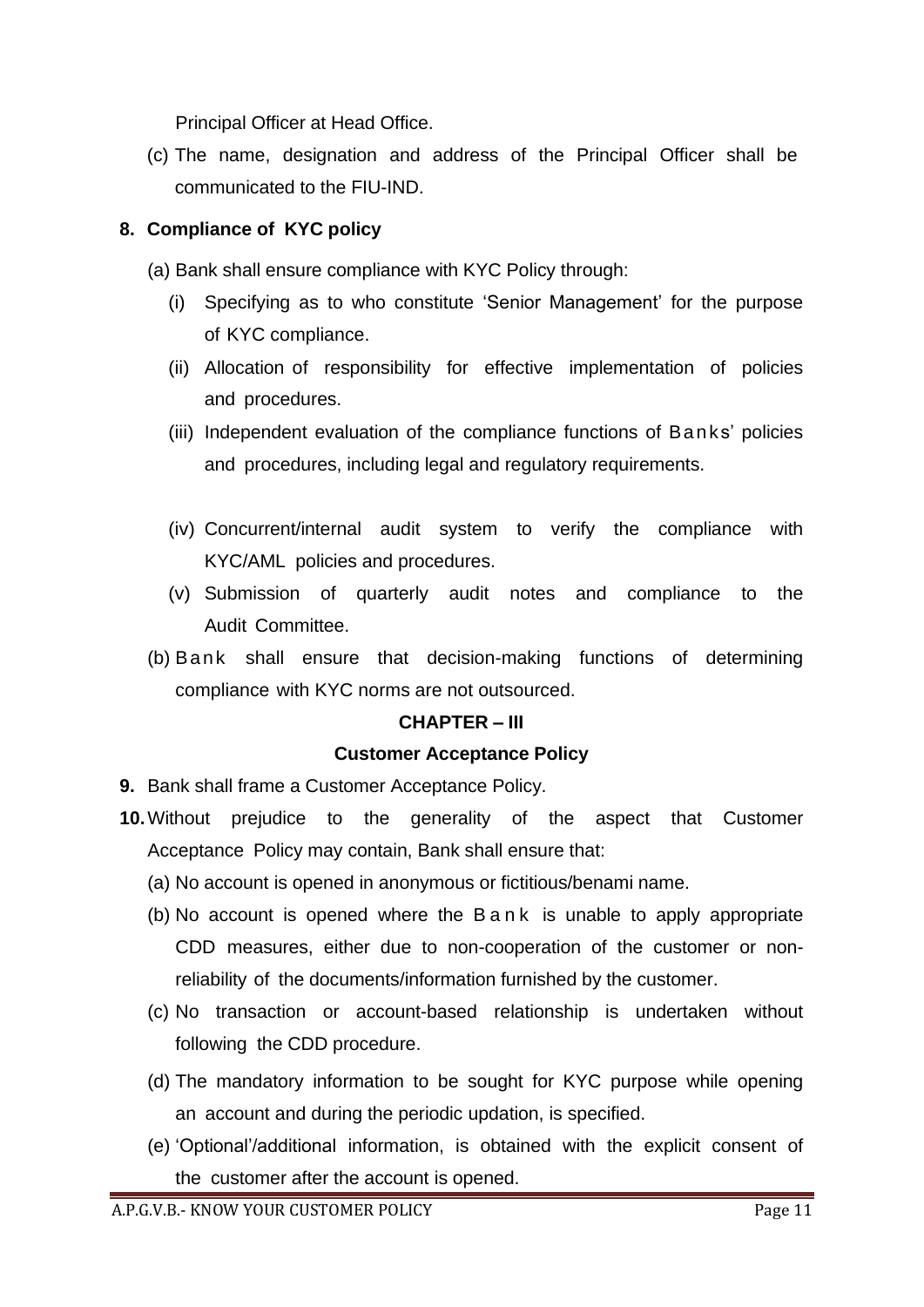Principal Officer at Head Office.

(c) The name, designation and address of the Principal Officer shall be communicated to the FIU-IND.

**8. Compliance of KYC policy**

(a) Bank shall ensure compliance with KYC Policy through:

(i) Specifying as to who constitute 'Senior Management' for the purpose of KYC compliance.

(ii) Allocation of responsibility for effective implementation of policies and procedures.

(iii) Independent evaluation of the compliance functions of Banks' policies and procedures, including legal and regulatory requirements.

(iv) Concurrent/internal audit system to verify the compliance with KYC/AML policies and procedures.

(v) Submission of quarterly audit notes and compliance to the Audit Committee.

(b) Bank shall ensure that decision-making functions of determining compliance with KYC norms are not outsourced.

## CHAPTER – III

## Customer Acceptance Policy

**9.** Bank shall frame a Customer Acceptance Policy.

**10.** Without prejudice to the generality of the aspect that Customer Acceptance Policy may contain, Bank shall ensure that:

(a) No account is opened in anonymous or fictitious/benami name.

(b) No account is opened where the Bank is unable to apply appropriate CDD measures, either due to non-cooperation of the customer or non-reliability of the documents/information furnished by the customer.

(c) No transaction or account-based relationship is undertaken without following the CDD procedure.

(d) The mandatory information to be sought for KYC purpose while opening an account and during the periodic updation, is specified.

(e) 'Optional'/additional information, is obtained with the explicit consent of the customer after the account is opened.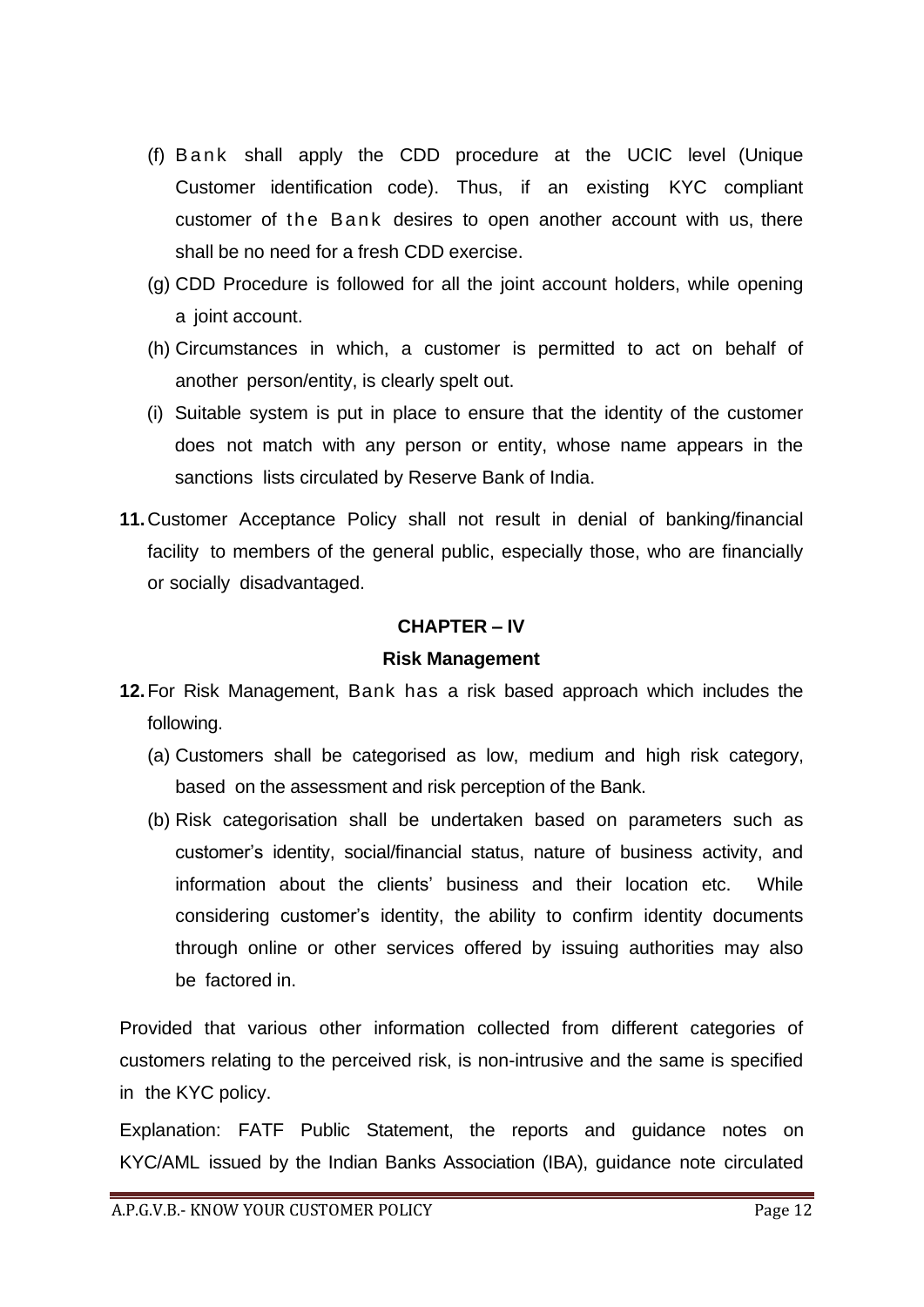(f) Bank shall apply the CDD procedure at the UCIC level (Unique Customer identification code). Thus, if an existing KYC compliant customer of the Bank desires to open another account with us, there shall be no need for a fresh CDD exercise.

(g) CDD Procedure is followed for all the joint account holders, while opening a joint account.

(h) Circumstances in which, a customer is permitted to act on behalf of another person/entity, is clearly spelt out.

(i) Suitable system is put in place to ensure that the identity of the customer does not match with any person or entity, whose name appears in the sanctions lists circulated by Reserve Bank of India.

**11.** Customer Acceptance Policy shall not result in denial of banking/financial facility to members of the general public, especially those, who are financially or socially disadvantaged.

## CHAPTER – IV

### Risk Management

**12.** For Risk Management, Bank has a risk based approach which includes the following.

(a) Customers shall be categorised as low, medium and high risk category, based on the assessment and risk perception of the Bank.

(b) Risk categorisation shall be undertaken based on parameters such as customer's identity, social/financial status, nature of business activity, and information about the clients' business and their location etc. While considering customer's identity, the ability to confirm identity documents through online or other services offered by issuing authorities may also be factored in.

Provided that various other information collected from different categories of customers relating to the perceived risk, is non-intrusive and the same is specified in the KYC policy.

Explanation: FATF Public Statement, the reports and guidance notes on KYC/AML issued by the Indian Banks Association (IBA), guidance note circulated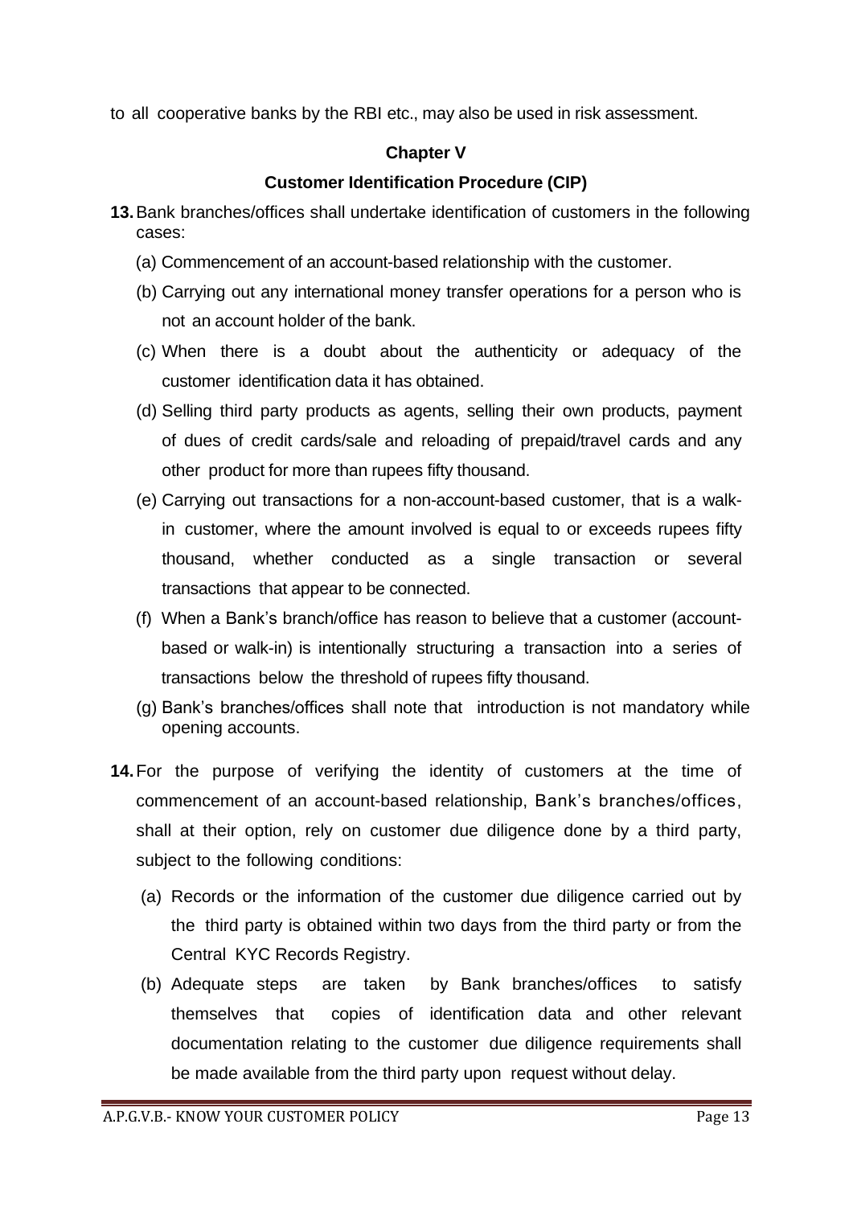to all cooperative banks by the RBI etc., may also be used in risk assessment.

## Chapter V

## Customer Identification Procedure (CIP)

**13.** Bank branches/offices shall undertake identification of customers in the following cases:

(a) Commencement of an account-based relationship with the customer.

(b) Carrying out any international money transfer operations for a person who is not an account holder of the bank.

(c) When there is a doubt about the authenticity or adequacy of the customer identification data it has obtained.

(d) Selling third party products as agents, selling their own products, payment of dues of credit cards/sale and reloading of prepaid/travel cards and any other product for more than rupees fifty thousand.

(e) Carrying out transactions for a non-account-based customer, that is a walk-in customer, where the amount involved is equal to or exceeds rupees fifty thousand, whether conducted as a single transaction or several transactions that appear to be connected.

(f) When a Bank's branch/office has reason to believe that a customer (account-based or walk-in) is intentionally structuring a transaction into a series of transactions below the threshold of rupees fifty thousand.

(g) Bank's branches/offices shall note that introduction is not mandatory while opening accounts.

**14.** For the purpose of verifying the identity of customers at the time of commencement of an account-based relationship, Bank's branches/offices, shall at their option, rely on customer due diligence done by a third party, subject to the following conditions:

(a) Records or the information of the customer due diligence carried out by the third party is obtained within two days from the third party or from the Central KYC Records Registry.

(b) Adequate steps are taken by Bank branches/offices to satisfy themselves that copies of identification data and other relevant documentation relating to the customer due diligence requirements shall be made available from the third party upon request without delay.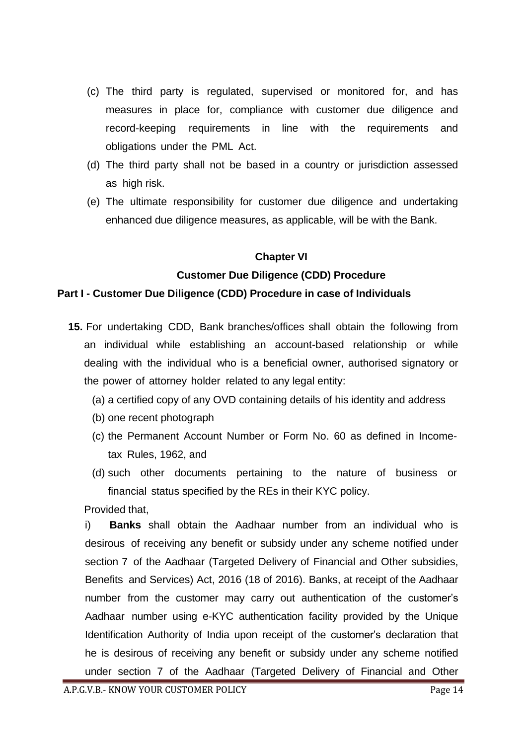(c) The third party is regulated, supervised or monitored for, and has measures in place for, compliance with customer due diligence and record-keeping requirements in line with the requirements and obligations under the PML Act.

(d) The third party shall not be based in a country or jurisdiction assessed as high risk.

(e) The ultimate responsibility for customer due diligence and undertaking enhanced due diligence measures, as applicable, will be with the Bank.

## Chapter VI

## Customer Due Diligence (CDD) Procedure

### Part I - Customer Due Diligence (CDD) Procedure in case of Individuals

**15.** For undertaking CDD, Bank branches/offices shall obtain the following from an individual while establishing an account-based relationship or while dealing with the individual who is a beneficial owner, authorised signatory or the power of attorney holder related to any legal entity:

(a) a certified copy of any OVD containing details of his identity and address

(b) one recent photograph

(c) the Permanent Account Number or Form No. 60 as defined in Income-tax Rules, 1962, and

(d) such other documents pertaining to the nature of business or financial status specified by the REs in their KYC policy.

Provided that,

i) **Banks** shall obtain the Aadhaar number from an individual who is desirous of receiving any benefit or subsidy under any scheme notified under section 7 of the Aadhaar (Targeted Delivery of Financial and Other subsidies, Benefits and Services) Act, 2016 (18 of 2016). Banks, at receipt of the Aadhaar number from the customer may carry out authentication of the customer's Aadhaar number using e-KYC authentication facility provided by the Unique Identification Authority of India upon receipt of the customer's declaration that he is desirous of receiving any benefit or subsidy under any scheme notified under section 7 of the Aadhaar (Targeted Delivery of Financial and Other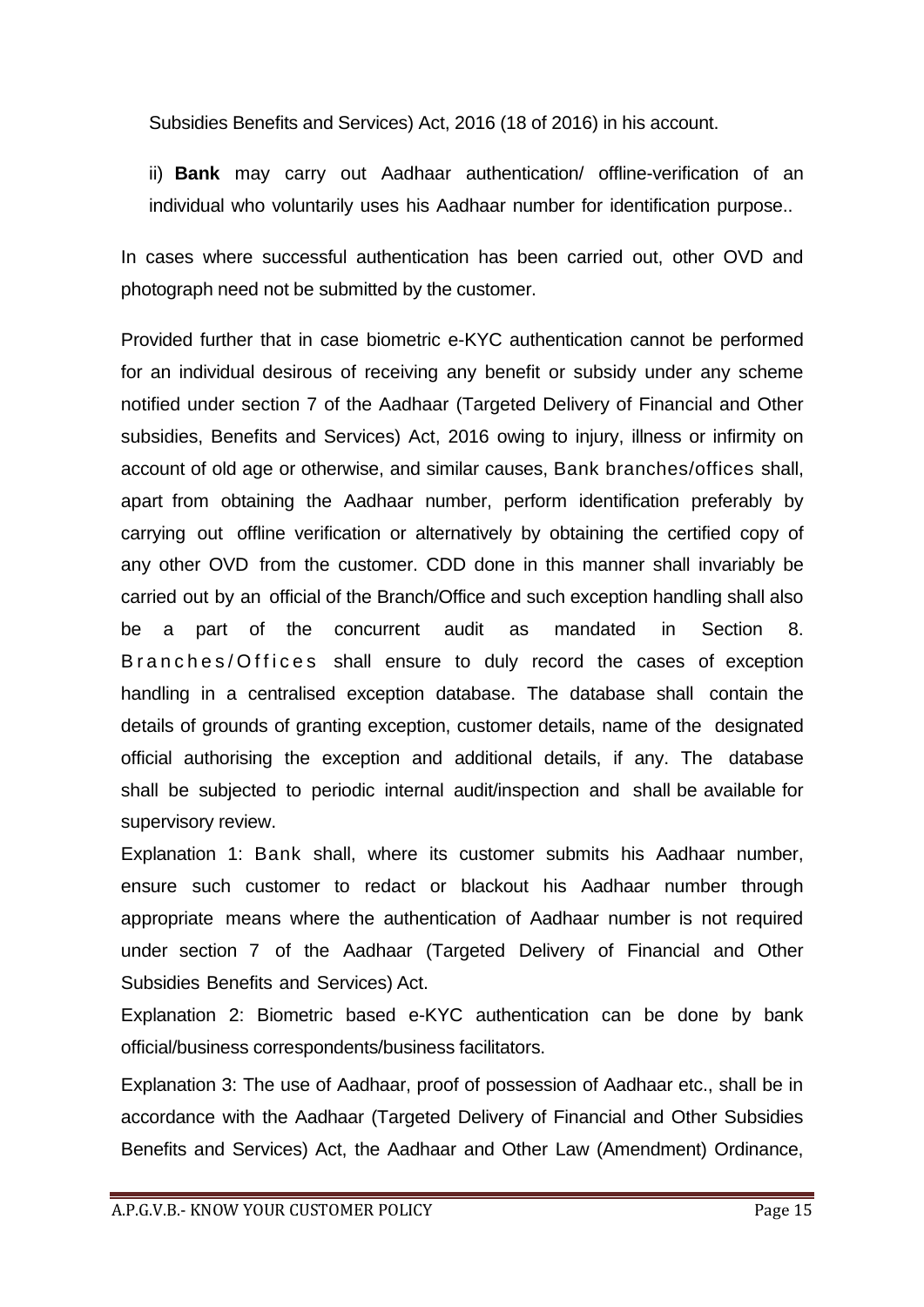Subsidies Benefits and Services) Act, 2016 (18 of 2016) in his account.

ii) **Bank** may carry out Aadhaar authentication/ offline-verification of an individual who voluntarily uses his Aadhaar number for identification purpose..

In cases where successful authentication has been carried out, other OVD and photograph need not be submitted by the customer.

Provided further that in case biometric e-KYC authentication cannot be performed for an individual desirous of receiving any benefit or subsidy under any scheme notified under section 7 of the Aadhaar (Targeted Delivery of Financial and Other subsidies, Benefits and Services) Act, 2016 owing to injury, illness or infirmity on account of old age or otherwise, and similar causes, Bank branches/offices shall, apart from obtaining the Aadhaar number, perform identification preferably by carrying out offline verification or alternatively by obtaining the certified copy of any other OVD from the customer. CDD done in this manner shall invariably be carried out by an official of the Branch/Office and such exception handling shall also be a part of the concurrent audit as mandated in Section 8. Branches/Offices shall ensure to duly record the cases of exception handling in a centralised exception database. The database shall contain the details of grounds of granting exception, customer details, name of the designated official authorising the exception and additional details, if any. The database shall be subjected to periodic internal audit/inspection and shall be available for supervisory review.

Explanation 1: Bank shall, where its customer submits his Aadhaar number, ensure such customer to redact or blackout his Aadhaar number through appropriate means where the authentication of Aadhaar number is not required under section 7 of the Aadhaar (Targeted Delivery of Financial and Other Subsidies Benefits and Services) Act.

Explanation 2: Biometric based e-KYC authentication can be done by bank official/business correspondents/business facilitators.

Explanation 3: The use of Aadhaar, proof of possession of Aadhaar etc., shall be in accordance with the Aadhaar (Targeted Delivery of Financial and Other Subsidies Benefits and Services) Act, the Aadhaar and Other Law (Amendment) Ordinance,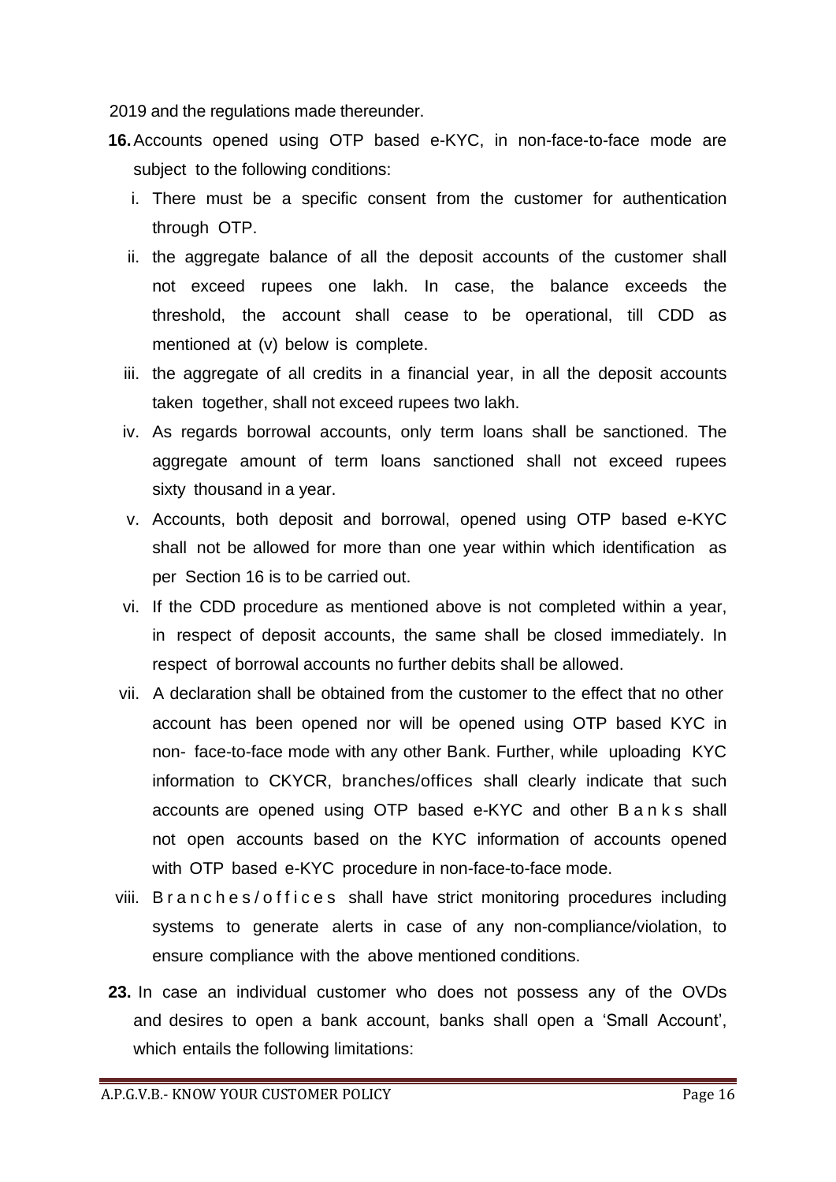2019 and the regulations made thereunder.

**16.** Accounts opened using OTP based e-KYC, in non-face-to-face mode are subject to the following conditions:

i. There must be a specific consent from the customer for authentication through OTP.

ii. the aggregate balance of all the deposit accounts of the customer shall not exceed rupees one lakh. In case, the balance exceeds the threshold, the account shall cease to be operational, till CDD as mentioned at (v) below is complete.

iii. the aggregate of all credits in a financial year, in all the deposit accounts taken together, shall not exceed rupees two lakh.

iv. As regards borrowal accounts, only term loans shall be sanctioned. The aggregate amount of term loans sanctioned shall not exceed rupees sixty thousand in a year.

v. Accounts, both deposit and borrowal, opened using OTP based e-KYC shall not be allowed for more than one year within which identification as per Section 16 is to be carried out.

vi. If the CDD procedure as mentioned above is not completed within a year, in respect of deposit accounts, the same shall be closed immediately. In respect of borrowal accounts no further debits shall be allowed.

vii. A declaration shall be obtained from the customer to the effect that no other account has been opened nor will be opened using OTP based KYC in non- face-to-face mode with any other Bank. Further, while uploading KYC information to CKYCR, branches/offices shall clearly indicate that such accounts are opened using OTP based e-KYC and other Banks shall not open accounts based on the KYC information of accounts opened with OTP based e-KYC procedure in non-face-to-face mode.

viii. Branches/offices shall have strict monitoring procedures including systems to generate alerts in case of any non-compliance/violation, to ensure compliance with the above mentioned conditions.

**23.** In case an individual customer who does not possess any of the OVDs and desires to open a bank account, banks shall open a 'Small Account', which entails the following limitations: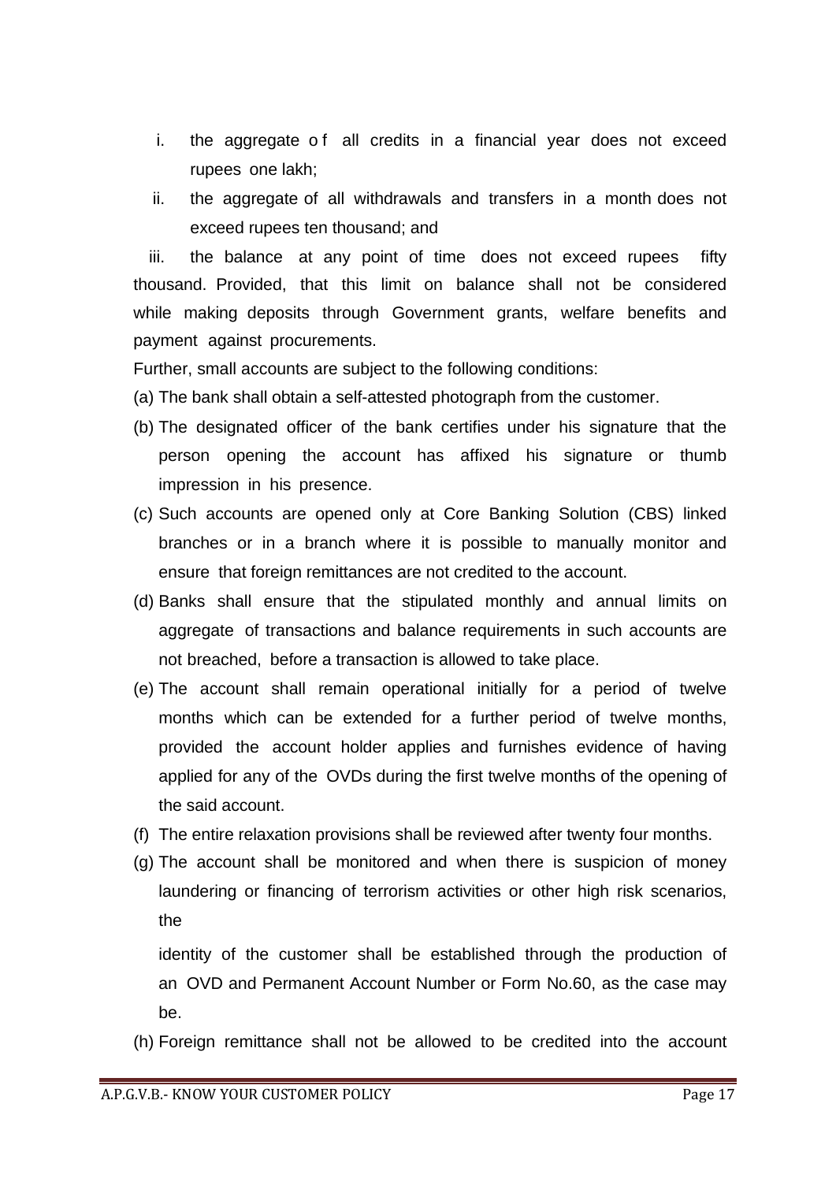i. the aggregate of all credits in a financial year does not exceed rupees one lakh;

ii. the aggregate of all withdrawals and transfers in a month does not exceed rupees ten thousand; and

iii. the balance at any point of time does not exceed rupees fifty thousand. Provided, that this limit on balance shall not be considered while making deposits through Government grants, welfare benefits and payment against procurements.

Further, small accounts are subject to the following conditions:

(a) The bank shall obtain a self-attested photograph from the customer.

(b) The designated officer of the bank certifies under his signature that the person opening the account has affixed his signature or thumb impression in his presence.

(c) Such accounts are opened only at Core Banking Solution (CBS) linked branches or in a branch where it is possible to manually monitor and ensure that foreign remittances are not credited to the account.

(d) Banks shall ensure that the stipulated monthly and annual limits on aggregate of transactions and balance requirements in such accounts are not breached, before a transaction is allowed to take place.

(e) The account shall remain operational initially for a period of twelve months which can be extended for a further period of twelve months, provided the account holder applies and furnishes evidence of having applied for any of the OVDs during the first twelve months of the opening of the said account.

(f) The entire relaxation provisions shall be reviewed after twenty four months.

(g) The account shall be monitored and when there is suspicion of money laundering or financing of terrorism activities or other high risk scenarios, the identity of the customer shall be established through the production of an OVD and Permanent Account Number or Form No.60, as the case may be.

(h) Foreign remittance shall not be allowed to be credited into the account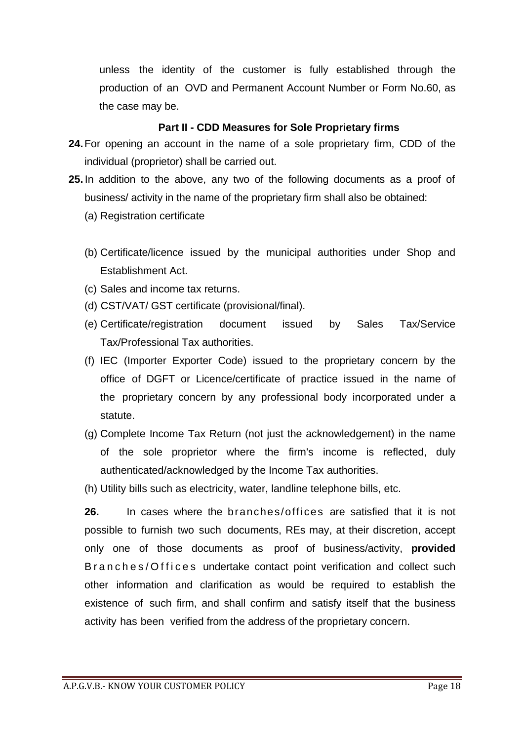unless the identity of the customer is fully established through the production of an OVD and Permanent Account Number or Form No.60, as the case may be.

### Part II - CDD Measures for Sole Proprietary firms

**24.** For opening an account in the name of a sole proprietary firm, CDD of the individual (proprietor) shall be carried out.

**25.** In addition to the above, any two of the following documents as a proof of business/ activity in the name of the proprietary firm shall also be obtained:

(a) Registration certificate

(b) Certificate/licence issued by the municipal authorities under Shop and Establishment Act.

(c) Sales and income tax returns.

(d) CST/VAT/ GST certificate (provisional/final).

(e) Certificate/registration document issued by Sales Tax/Service Tax/Professional Tax authorities.

(f) IEC (Importer Exporter Code) issued to the proprietary concern by the office of DGFT or Licence/certificate of practice issued in the name of the proprietary concern by any professional body incorporated under a statute.

(g) Complete Income Tax Return (not just the acknowledgement) in the name of the sole proprietor where the firm's income is reflected, duly authenticated/acknowledged by the Income Tax authorities.

(h) Utility bills such as electricity, water, landline telephone bills, etc.

**26.** In cases where the branches/offices are satisfied that it is not possible to furnish two such documents, REs may, at their discretion, accept only one of those documents as proof of business/activity, **provided** Branches/Offices undertake contact point verification and collect such other information and clarification as would be required to establish the existence of such firm, and shall confirm and satisfy itself that the business activity has been verified from the address of the proprietary concern.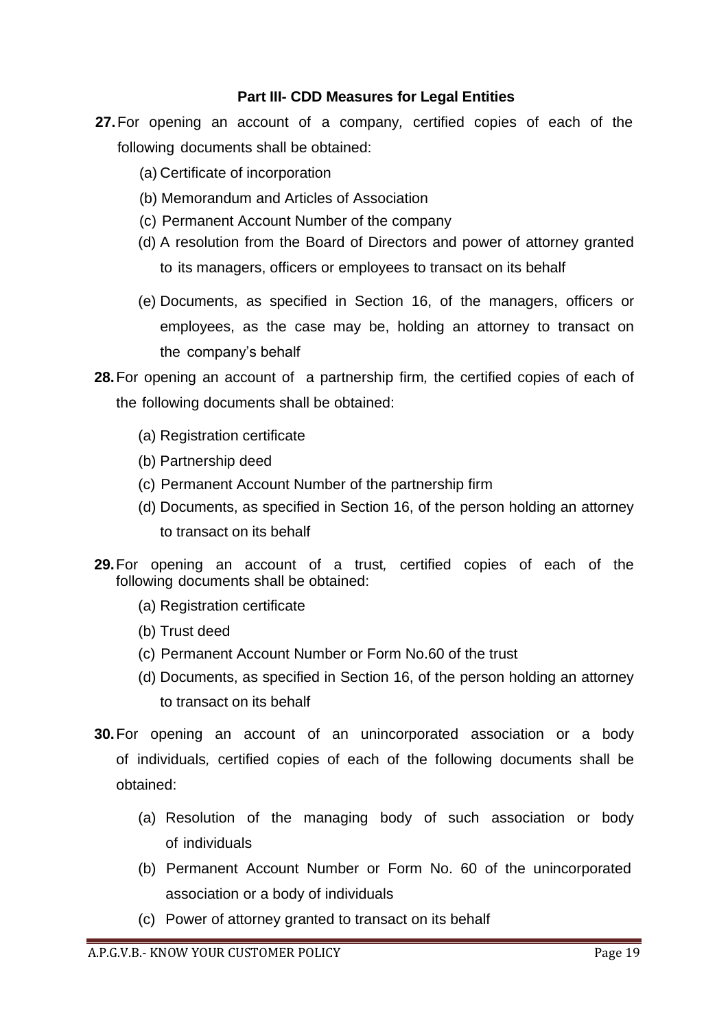### Part III- CDD Measures for Legal Entities

**27.** For opening an account of a company*,* certified copies of each of the following documents shall be obtained:

(a) Certificate of incorporation

(b) Memorandum and Articles of Association

(c) Permanent Account Number of the company

(d) A resolution from the Board of Directors and power of attorney granted to its managers, officers or employees to transact on its behalf

(e) Documents, as specified in Section 16, of the managers, officers or employees, as the case may be, holding an attorney to transact on the company's behalf

**28.** For opening an account of a partnership firm*,* the certified copies of each of the following documents shall be obtained:

(a) Registration certificate

(b) Partnership deed

(c) Permanent Account Number of the partnership firm

(d) Documents, as specified in Section 16, of the person holding an attorney to transact on its behalf

**29.** For opening an account of a trust*,* certified copies of each of the following documents shall be obtained:

(a) Registration certificate

(b) Trust deed

(c) Permanent Account Number or Form No.60 of the trust

(d) Documents, as specified in Section 16, of the person holding an attorney to transact on its behalf

**30.** For opening an account of an unincorporated association or a body of individuals*,* certified copies of each of the following documents shall be obtained:

(a) Resolution of the managing body of such association or body of individuals

(b) Permanent Account Number or Form No. 60 of the unincorporated association or a body of individuals

(c) Power of attorney granted to transact on its behalf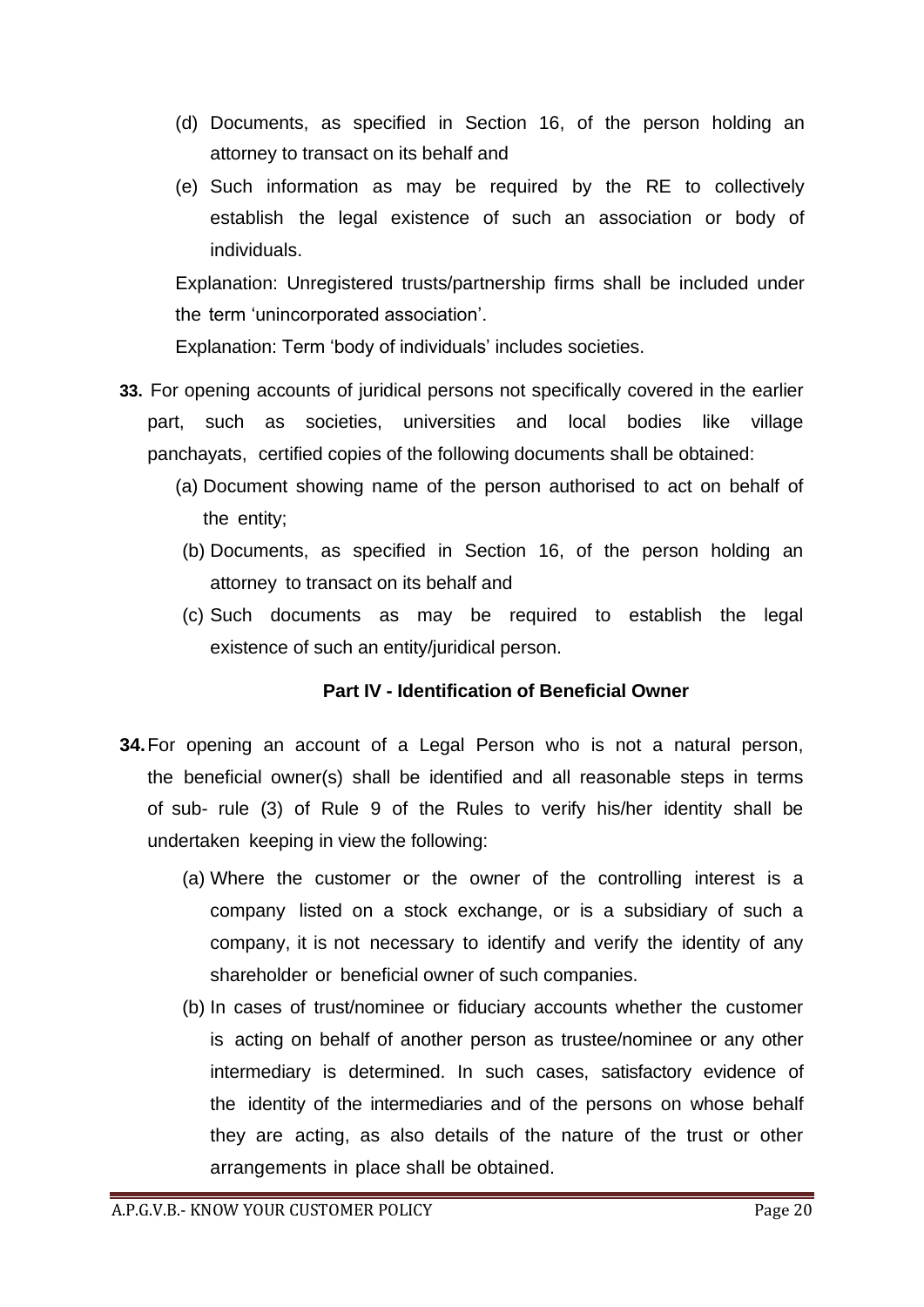(d) Documents, as specified in Section 16, of the person holding an attorney to transact on its behalf and

(e) Such information as may be required by the RE to collectively establish the legal existence of such an association or body of individuals.

Explanation: Unregistered trusts/partnership firms shall be included under the term 'unincorporated association'.

Explanation: Term 'body of individuals' includes societies.

**33.** For opening accounts of juridical persons not specifically covered in the earlier part, such as societies, universities and local bodies like village panchayats, certified copies of the following documents shall be obtained:

(a) Document showing name of the person authorised to act on behalf of the entity;

(b) Documents, as specified in Section 16, of the person holding an attorney to transact on its behalf and

(c) Such documents as may be required to establish the legal existence of such an entity/juridical person.

### Part IV - Identification of Beneficial Owner

**34.** For opening an account of a Legal Person who is not a natural person, the beneficial owner(s) shall be identified and all reasonable steps in terms of sub- rule (3) of Rule 9 of the Rules to verify his/her identity shall be undertaken keeping in view the following:

(a) Where the customer or the owner of the controlling interest is a company listed on a stock exchange, or is a subsidiary of such a company, it is not necessary to identify and verify the identity of any shareholder or beneficial owner of such companies.

(b) In cases of trust/nominee or fiduciary accounts whether the customer is acting on behalf of another person as trustee/nominee or any other intermediary is determined. In such cases, satisfactory evidence of the identity of the intermediaries and of the persons on whose behalf they are acting, as also details of the nature of the trust or other arrangements in place shall be obtained.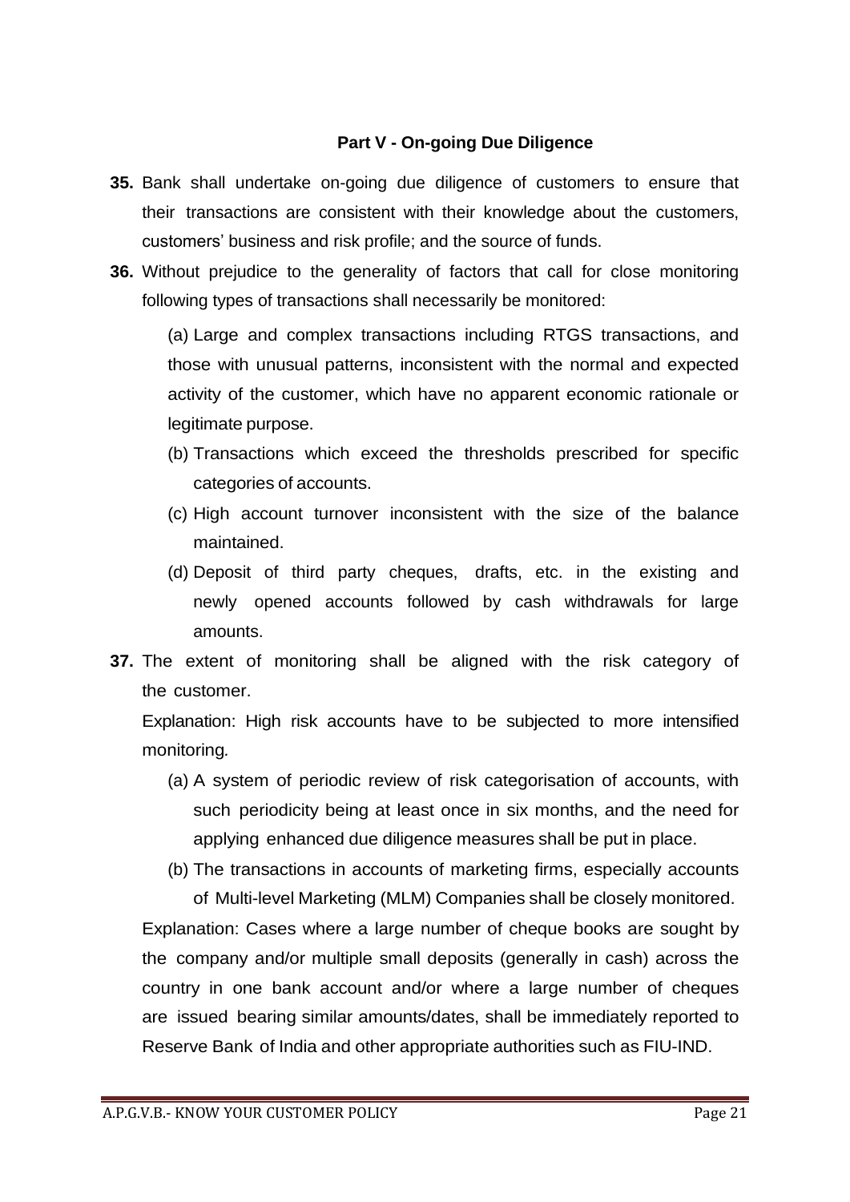### Part V - On-going Due Diligence

**35.** Bank shall undertake on-going due diligence of customers to ensure that their transactions are consistent with their knowledge about the customers, customers' business and risk profile; and the source of funds.

**36.** Without prejudice to the generality of factors that call for close monitoring following types of transactions shall necessarily be monitored:

(a) Large and complex transactions including RTGS transactions, and those with unusual patterns, inconsistent with the normal and expected activity of the customer, which have no apparent economic rationale or legitimate purpose.

(b) Transactions which exceed the thresholds prescribed for specific categories of accounts.

(c) High account turnover inconsistent with the size of the balance maintained.

(d) Deposit of third party cheques, drafts, etc. in the existing and newly opened accounts followed by cash withdrawals for large amounts.

**37.** The extent of monitoring shall be aligned with the risk category of the customer.

Explanation: High risk accounts have to be subjected to more intensified monitoring.

(a) A system of periodic review of risk categorisation of accounts, with such periodicity being at least once in six months, and the need for applying enhanced due diligence measures shall be put in place.

(b) The transactions in accounts of marketing firms, especially accounts of Multi-level Marketing (MLM) Companies shall be closely monitored.

Explanation: Cases where a large number of cheque books are sought by the company and/or multiple small deposits (generally in cash) across the country in one bank account and/or where a large number of cheques are issued bearing similar amounts/dates, shall be immediately reported to Reserve Bank of India and other appropriate authorities such as FIU-IND.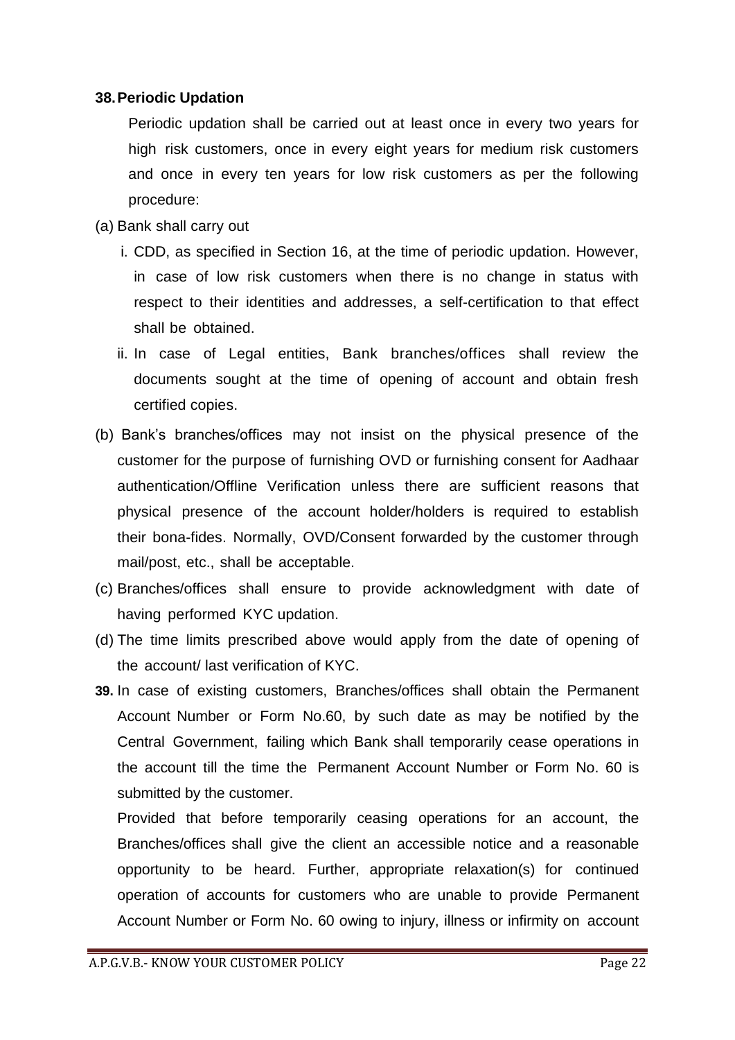**38. Periodic Updation**

Periodic updation shall be carried out at least once in every two years for high risk customers, once in every eight years for medium risk customers and once in every ten years for low risk customers as per the following procedure:

(a) Bank shall carry out

i. CDD, as specified in Section 16, at the time of periodic updation. However, in case of low risk customers when there is no change in status with respect to their identities and addresses, a self-certification to that effect shall be obtained.

ii. In case of Legal entities, Bank branches/offices shall review the documents sought at the time of opening of account and obtain fresh certified copies.

(b) Bank's branches/offices may not insist on the physical presence of the customer for the purpose of furnishing OVD or furnishing consent for Aadhaar authentication/Offline Verification unless there are sufficient reasons that physical presence of the account holder/holders is required to establish their bona-fides. Normally, OVD/Consent forwarded by the customer through mail/post, etc., shall be acceptable.

(c) Branches/offices shall ensure to provide acknowledgment with date of having performed KYC updation.

(d) The time limits prescribed above would apply from the date of opening of the account/ last verification of KYC.

**39.** In case of existing customers, Branches/offices shall obtain the Permanent Account Number or Form No.60, by such date as may be notified by the Central Government, failing which Bank shall temporarily cease operations in the account till the time the Permanent Account Number or Form No. 60 is submitted by the customer.

Provided that before temporarily ceasing operations for an account, the Branches/offices shall give the client an accessible notice and a reasonable opportunity to be heard. Further, appropriate relaxation(s) for continued operation of accounts for customers who are unable to provide Permanent Account Number or Form No. 60 owing to injury, illness or infirmity on account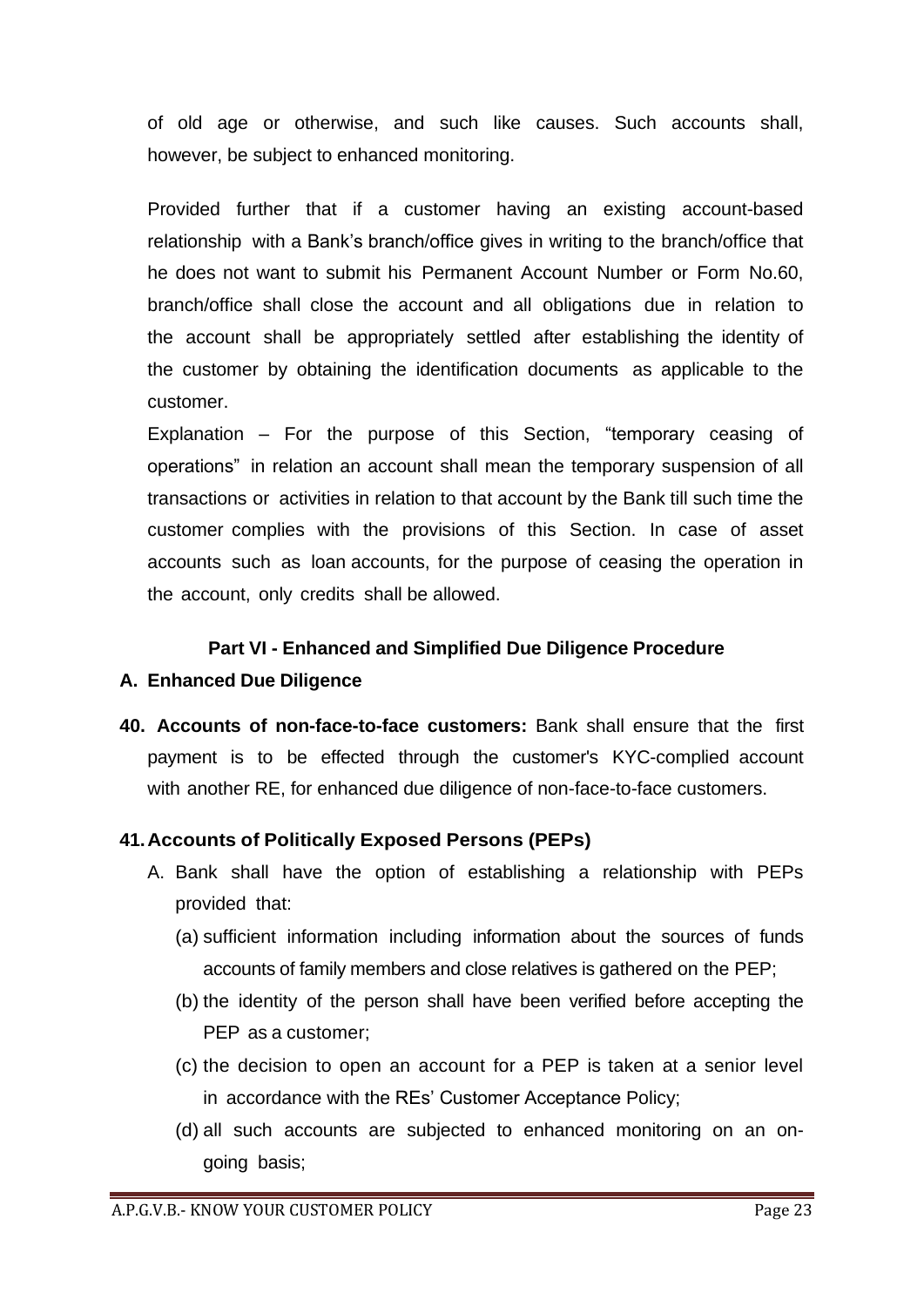of old age or otherwise, and such like causes. Such accounts shall, however, be subject to enhanced monitoring.

Provided further that if a customer having an existing account-based relationship with a Bank's branch/office gives in writing to the branch/office that he does not want to submit his Permanent Account Number or Form No.60, branch/office shall close the account and all obligations due in relation to the account shall be appropriately settled after establishing the identity of the customer by obtaining the identification documents as applicable to the customer.

Explanation – For the purpose of this Section, "temporary ceasing of operations" in relation an account shall mean the temporary suspension of all transactions or activities in relation to that account by the Bank till such time the customer complies with the provisions of this Section. In case of asset accounts such as loan accounts, for the purpose of ceasing the operation in the account, only credits shall be allowed.

## Part VI - Enhanced and Simplified Due Diligence Procedure

### A. Enhanced Due Diligence

**40. Accounts of non-face-to-face customers:** Bank shall ensure that the first payment is to be effected through the customer's KYC-complied account with another RE, for enhanced due diligence of non-face-to-face customers.

**41. Accounts of Politically Exposed Persons (PEPs)**

A. Bank shall have the option of establishing a relationship with PEPs provided that:

   (a) sufficient information including information about the sources of funds accounts of family members and close relatives is gathered on the PEP;

   (b) the identity of the person shall have been verified before accepting the PEP as a customer;

   (c) the decision to open an account for a PEP is taken at a senior level in accordance with the REs' Customer Acceptance Policy;

   (d) all such accounts are subjected to enhanced monitoring on an on-going basis;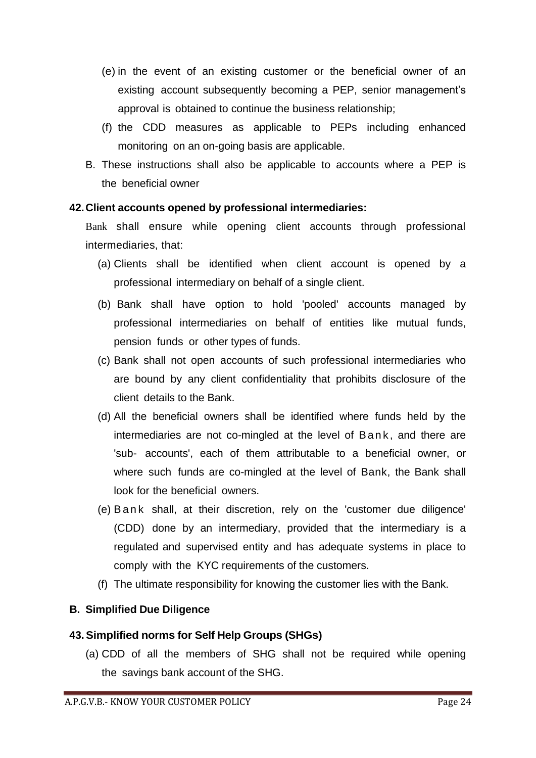(e) in the event of an existing customer or the beneficial owner of an existing account subsequently becoming a PEP, senior management's approval is obtained to continue the business relationship;

(f) the CDD measures as applicable to PEPs including enhanced monitoring on an on-going basis are applicable.

B. These instructions shall also be applicable to accounts where a PEP is the beneficial owner

**42. Client accounts opened by professional intermediaries:**

Bank shall ensure while opening client accounts through professional intermediaries, that:

(a) Clients shall be identified when client account is opened by a professional intermediary on behalf of a single client.

(b) Bank shall have option to hold 'pooled' accounts managed by professional intermediaries on behalf of entities like mutual funds, pension funds or other types of funds.

(c) Bank shall not open accounts of such professional intermediaries who are bound by any client confidentiality that prohibits disclosure of the client details to the Bank.

(d) All the beneficial owners shall be identified where funds held by the intermediaries are not co-mingled at the level of Bank, and there are 'sub- accounts', each of them attributable to a beneficial owner, or where such funds are co-mingled at the level of Bank, the Bank shall look for the beneficial owners.

(e) Bank shall, at their discretion, rely on the 'customer due diligence' (CDD) done by an intermediary, provided that the intermediary is a regulated and supervised entity and has adequate systems in place to comply with the KYC requirements of the customers.

(f) The ultimate responsibility for knowing the customer lies with the Bank.

**B. Simplified Due Diligence**

**43. Simplified norms for Self Help Groups (SHGs)**

(a) CDD of all the members of SHG shall not be required while opening the savings bank account of the SHG.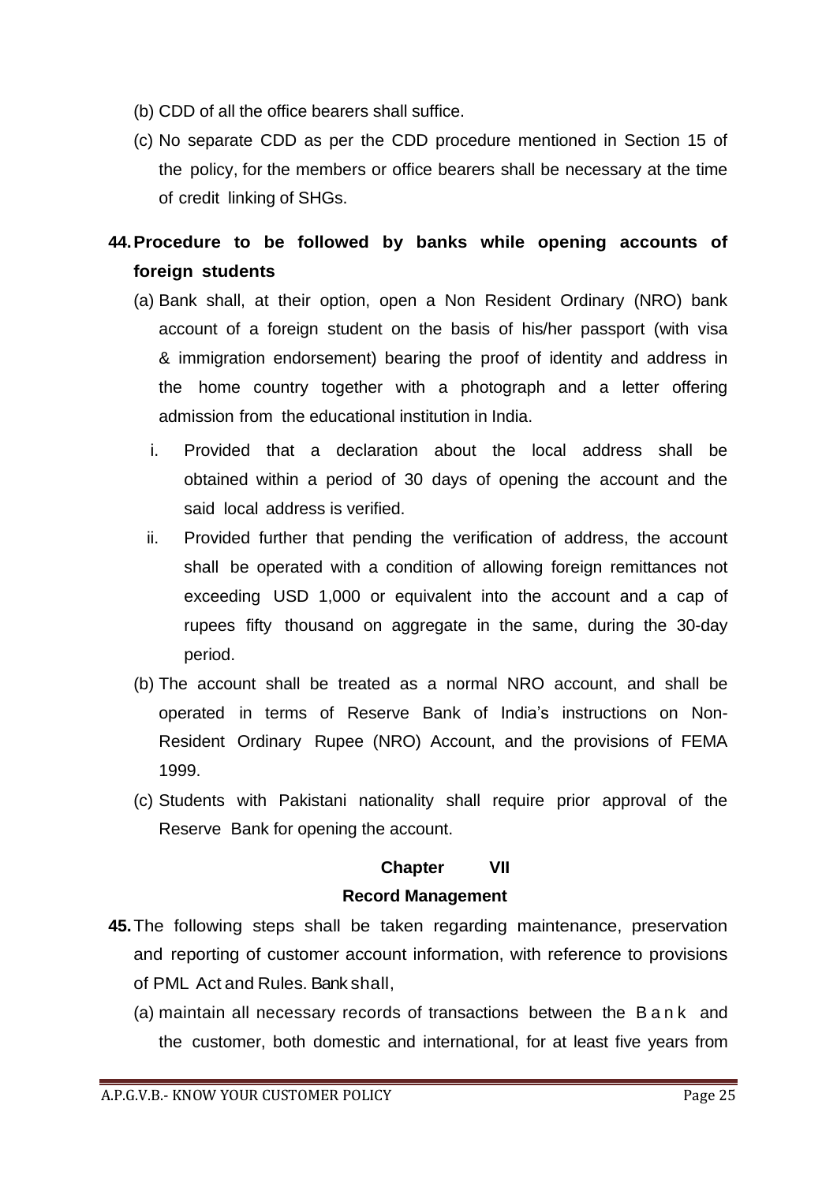(b) CDD of all the office bearers shall suffice.

(c) No separate CDD as per the CDD procedure mentioned in Section 15 of the policy, for the members or office bearers shall be necessary at the time of credit linking of SHGs.

**44. Procedure to be followed by banks while opening accounts of foreign students**

(a) Bank shall, at their option, open a Non Resident Ordinary (NRO) bank account of a foreign student on the basis of his/her passport (with visa & immigration endorsement) bearing the proof of identity and address in the home country together with a photograph and a letter offering admission from the educational institution in India.

i. Provided that a declaration about the local address shall be obtained within a period of 30 days of opening the account and the said local address is verified.

ii. Provided further that pending the verification of address, the account shall be operated with a condition of allowing foreign remittances not exceeding USD 1,000 or equivalent into the account and a cap of rupees fifty thousand on aggregate in the same, during the 30-day period.

(b) The account shall be treated as a normal NRO account, and shall be operated in terms of Reserve Bank of India's instructions on Non-Resident Ordinary Rupee (NRO) Account, and the provisions of FEMA 1999.

(c) Students with Pakistani nationality shall require prior approval of the Reserve Bank for opening the account.

## Chapter VII

## Record Management

**45.** The following steps shall be taken regarding maintenance, preservation and reporting of customer account information, with reference to provisions of PML Act and Rules. Bank shall,

(a) maintain all necessary records of transactions between the Bank and the customer, both domestic and international, for at least five years from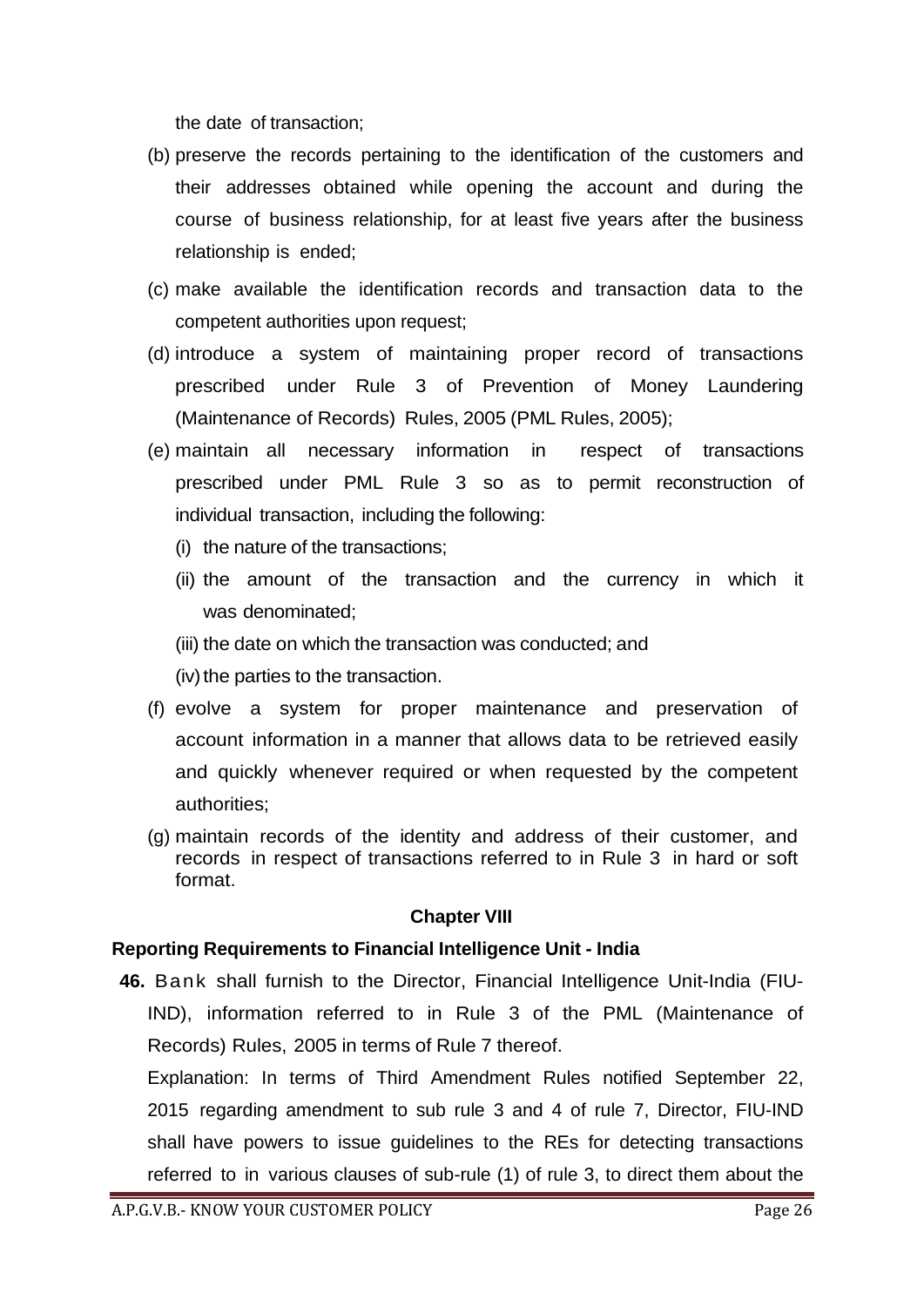the date of transaction;

(b) preserve the records pertaining to the identification of the customers and their addresses obtained while opening the account and during the course of business relationship, for at least five years after the business relationship is ended;

(c) make available the identification records and transaction data to the competent authorities upon request;

(d) introduce a system of maintaining proper record of transactions prescribed under Rule 3 of Prevention of Money Laundering (Maintenance of Records) Rules, 2005 (PML Rules, 2005);

(e) maintain all necessary information in respect of transactions prescribed under PML Rule 3 so as to permit reconstruction of individual transaction, including the following:

   (i) the nature of the transactions;

   (ii) the amount of the transaction and the currency in which it was denominated;

   (iii) the date on which the transaction was conducted; and

   (iv) the parties to the transaction.

(f) evolve a system for proper maintenance and preservation of account information in a manner that allows data to be retrieved easily and quickly whenever required or when requested by the competent authorities;

(g) maintain records of the identity and address of their customer, and records in respect of transactions referred to in Rule 3 in hard or soft format.

## Chapter VIII

### Reporting Requirements to Financial Intelligence Unit - India

**46.** Bank shall furnish to the Director, Financial Intelligence Unit-India (FIU-IND), information referred to in Rule 3 of the PML (Maintenance of Records) Rules, 2005 in terms of Rule 7 thereof.

Explanation: In terms of Third Amendment Rules notified September 22, 2015 regarding amendment to sub rule 3 and 4 of rule 7, Director, FIU-IND shall have powers to issue guidelines to the REs for detecting transactions referred to in various clauses of sub-rule (1) of rule 3, to direct them about the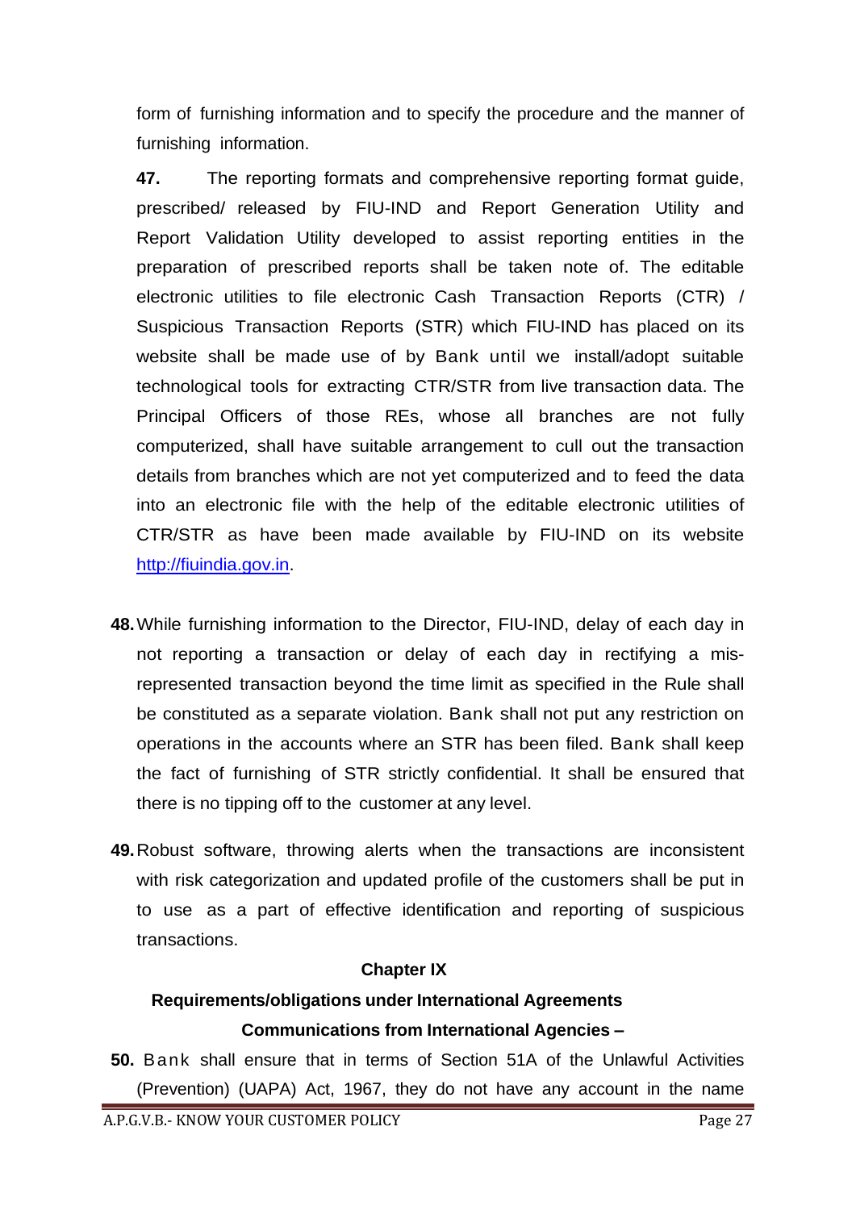form of furnishing information and to specify the procedure and the manner of furnishing information.

**47.** The reporting formats and comprehensive reporting format guide, prescribed/ released by FIU-IND and Report Generation Utility and Report Validation Utility developed to assist reporting entities in the preparation of prescribed reports shall be taken note of. The editable electronic utilities to file electronic Cash Transaction Reports (CTR) / Suspicious Transaction Reports (STR) which FIU-IND has placed on its website shall be made use of by Bank until we install/adopt suitable technological tools for extracting CTR/STR from live transaction data. The Principal Officers of those REs, whose all branches are not fully computerized, shall have suitable arrangement to cull out the transaction details from branches which are not yet computerized and to feed the data into an electronic file with the help of the editable electronic utilities of CTR/STR as have been made available by FIU-IND on its website http://fiuindia.gov.in.

**48.** While furnishing information to the Director, FIU-IND, delay of each day in not reporting a transaction or delay of each day in rectifying a mis-represented transaction beyond the time limit as specified in the Rule shall be constituted as a separate violation. Bank shall not put any restriction on operations in the accounts where an STR has been filed. Bank shall keep the fact of furnishing of STR strictly confidential. It shall be ensured that there is no tipping off to the customer at any level.

**49.** Robust software, throwing alerts when the transactions are inconsistent with risk categorization and updated profile of the customers shall be put in to use as a part of effective identification and reporting of suspicious transactions.

## Chapter IX

### Requirements/obligations under International Agreements

### Communications from International Agencies –

**50.** Bank shall ensure that in terms of Section 51A of the Unlawful Activities (Prevention) (UAPA) Act, 1967, they do not have any account in the name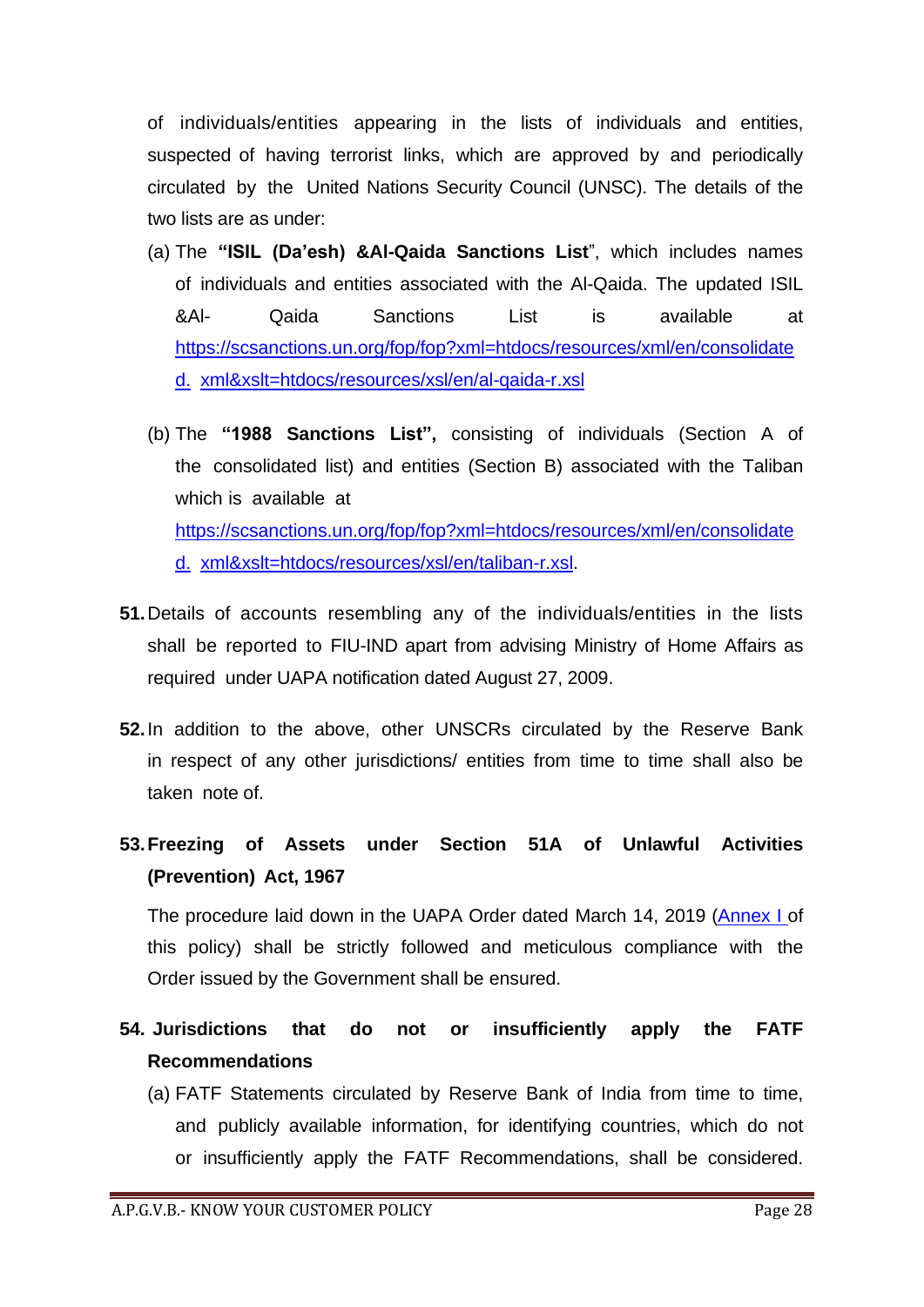of individuals/entities appearing in the lists of individuals and entities, suspected of having terrorist links, which are approved by and periodically circulated by the United Nations Security Council (UNSC). The details of the two lists are as under:

(a) The **"ISIL (Da'esh) &Al-Qaida Sanctions List**", which includes names of individuals and entities associated with the Al-Qaida. The updated ISIL &Al- Qaida Sanctions List is available at [https://scsanctions.un.org/fop/fop?xml=htdocs/resources/xml/en/consolidated. xml&xslt=htdocs/resources/xsl/en/al-qaida-r.xsl](https://scsanctions.un.org/fop/fop?xml=htdocs/resources/xml/en/consolidated.xml&xslt=htdocs/resources/xsl/en/al-qaida-r.xsl)

(b) The **"1988 Sanctions List",** consisting of individuals (Section A of the consolidated list) and entities (Section B) associated with the Taliban which is available at [https://scsanctions.un.org/fop/fop?xml=htdocs/resources/xml/en/consolidated. xml&xslt=htdocs/resources/xsl/en/taliban-r.xsl](https://scsanctions.un.org/fop/fop?xml=htdocs/resources/xml/en/consolidated.xml&xslt=htdocs/resources/xsl/en/taliban-r.xsl).

**51.** Details of accounts resembling any of the individuals/entities in the lists shall be reported to FIU-IND apart from advising Ministry of Home Affairs as required under UAPA notification dated August 27, 2009.

**52.** In addition to the above, other UNSCRs circulated by the Reserve Bank in respect of any other jurisdictions/ entities from time to time shall also be taken note of.

**53. Freezing of Assets under Section 51A of Unlawful Activities (Prevention) Act, 1967**

The procedure laid down in the UAPA Order dated March 14, 2019 (Annex I of this policy) shall be strictly followed and meticulous compliance with the Order issued by the Government shall be ensured.

**54. Jurisdictions that do not or insufficiently apply the FATF Recommendations**

(a) FATF Statements circulated by Reserve Bank of India from time to time, and publicly available information, for identifying countries, which do not or insufficiently apply the FATF Recommendations, shall be considered.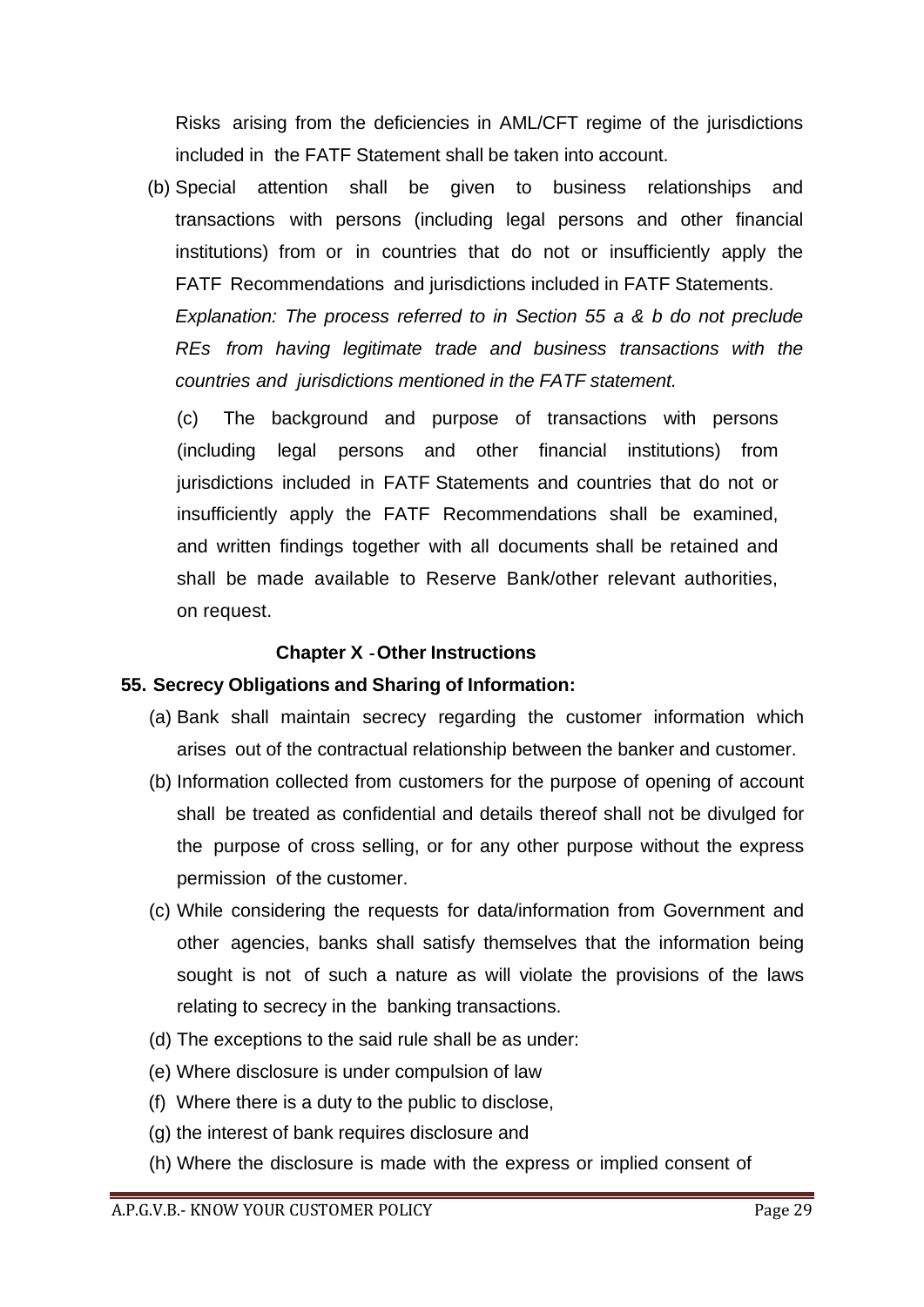Risks arising from the deficiencies in AML/CFT regime of the jurisdictions included in the FATF Statement shall be taken into account.

(b) Special attention shall be given to business relationships and transactions with persons (including legal persons and other financial institutions) from or in countries that do not or insufficiently apply the FATF Recommendations and jurisdictions included in FATF Statements.

*Explanation: The process referred to in Section 55 a & b do not preclude REs from having legitimate trade and business transactions with the countries and jurisdictions mentioned in the FATF statement.*

(c) The background and purpose of transactions with persons (including legal persons and other financial institutions) from jurisdictions included in FATF Statements and countries that do not or insufficiently apply the FATF Recommendations shall be examined, and written findings together with all documents shall be retained and shall be made available to Reserve Bank/other relevant authorities, on request.

## Chapter X - Other Instructions

### 55. Secrecy Obligations and Sharing of Information:

(a) Bank shall maintain secrecy regarding the customer information which arises out of the contractual relationship between the banker and customer.

(b) Information collected from customers for the purpose of opening of account shall be treated as confidential and details thereof shall not be divulged for the purpose of cross selling, or for any other purpose without the express permission of the customer.

(c) While considering the requests for data/information from Government and other agencies, banks shall satisfy themselves that the information being sought is not of such a nature as will violate the provisions of the laws relating to secrecy in the banking transactions.

(d) The exceptions to the said rule shall be as under:

(e) Where disclosure is under compulsion of law

(f) Where there is a duty to the public to disclose,

(g) the interest of bank requires disclosure and

(h) Where the disclosure is made with the express or implied consent of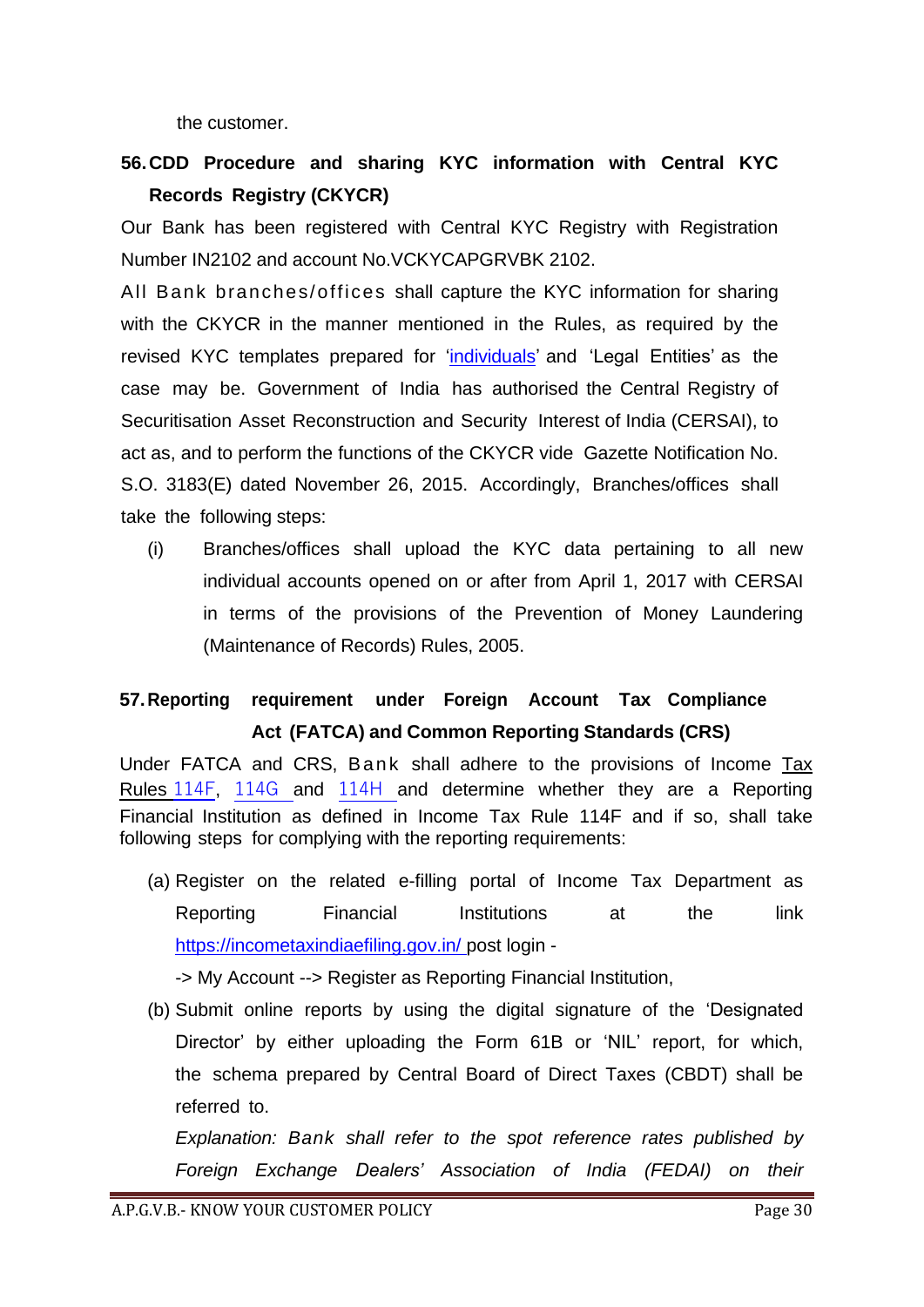the customer.

## 56. CDD Procedure and sharing KYC information with Central KYC Records Registry (CKYCR)

Our Bank has been registered with Central KYC Registry with Registration Number IN2102 and account No.VCKYCAPGRVBK 2102.

All Bank branches/offices shall capture the KYC information for sharing with the CKYCR in the manner mentioned in the Rules, as required by the revised KYC templates prepared for 'individuals' and 'Legal Entities' as the case may be. Government of India has authorised the Central Registry of Securitisation Asset Reconstruction and Security Interest of India (CERSAI), to act as, and to perform the functions of the CKYCR vide Gazette Notification No. S.O. 3183(E) dated November 26, 2015. Accordingly, Branches/offices shall take the following steps:

(i) Branches/offices shall upload the KYC data pertaining to all new individual accounts opened on or after from April 1, 2017 with CERSAI in terms of the provisions of the Prevention of Money Laundering (Maintenance of Records) Rules, 2005.

## 57. Reporting requirement under Foreign Account Tax Compliance Act (FATCA) and Common Reporting Standards (CRS)

Under FATCA and CRS, Bank shall adhere to the provisions of Income Tax Rules 114F, 114G and 114H and determine whether they are a Reporting Financial Institution as defined in Income Tax Rule 114F and if so, shall take following steps for complying with the reporting requirements:

(a) Register on the related e-filling portal of Income Tax Department as Reporting Financial Institutions at the link https://incometaxindiaefiling.gov.in/ post login -

-> My Account --> Register as Reporting Financial Institution,

(b) Submit online reports by using the digital signature of the 'Designated Director' by either uploading the Form 61B or 'NIL' report, for which, the schema prepared by Central Board of Direct Taxes (CBDT) shall be referred to.

*Explanation: Bank shall refer to the spot reference rates published by Foreign Exchange Dealers' Association of India (FEDAI) on their*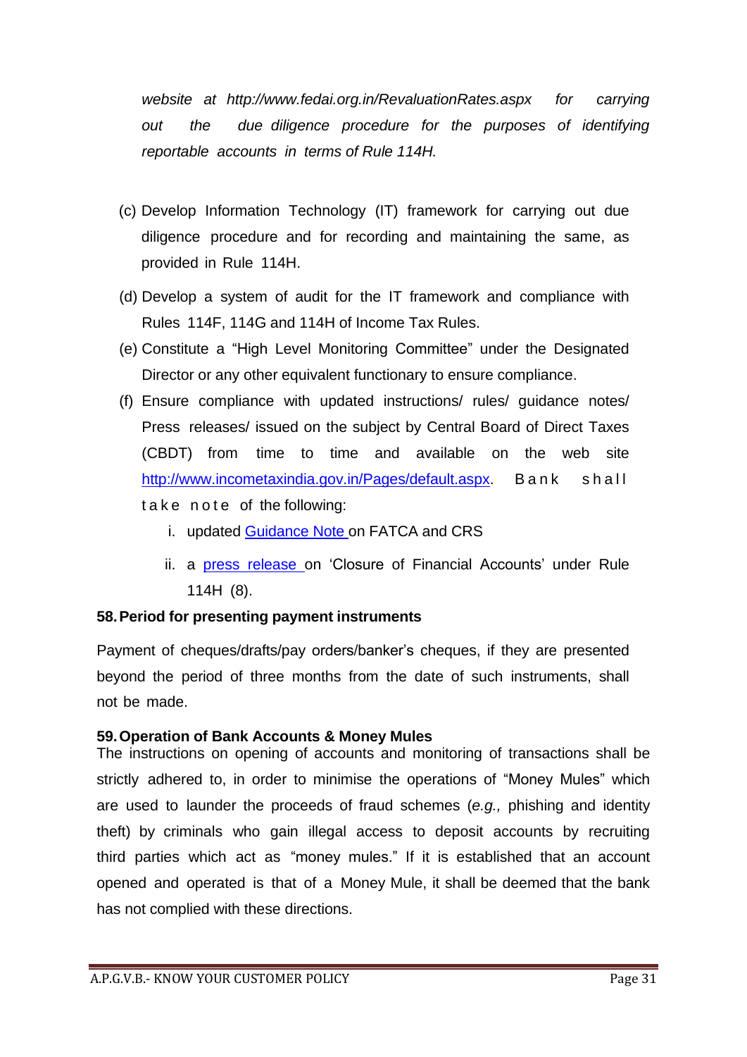*website at http://www.fedai.org.in/RevaluationRates.aspx for carrying out the due diligence procedure for the purposes of identifying reportable accounts in terms of Rule 114H.*

(c) Develop Information Technology (IT) framework for carrying out due diligence procedure and for recording and maintaining the same, as provided in Rule 114H.

(d) Develop a system of audit for the IT framework and compliance with Rules 114F, 114G and 114H of Income Tax Rules.

(e) Constitute a "High Level Monitoring Committee" under the Designated Director or any other equivalent functionary to ensure compliance.

(f) Ensure compliance with updated instructions/ rules/ guidance notes/ Press releases/ issued on the subject by Central Board of Direct Taxes (CBDT) from time to time and available on the web site http://www.incometaxindia.gov.in/Pages/default.aspx. Bank shall take note of the following:

   i. updated Guidance Note on FATCA and CRS

   ii. a press release on 'Closure of Financial Accounts' under Rule 114H (8).

### 58. Period for presenting payment instruments

Payment of cheques/drafts/pay orders/banker's cheques, if they are presented beyond the period of three months from the date of such instruments, shall not be made.

### 59. Operation of Bank Accounts & Money Mules

The instructions on opening of accounts and monitoring of transactions shall be strictly adhered to, in order to minimise the operations of "Money Mules" which are used to launder the proceeds of fraud schemes (*e.g.,* phishing and identity theft) by criminals who gain illegal access to deposit accounts by recruiting third parties which act as "money mules." If it is established that an account opened and operated is that of a Money Mule, it shall be deemed that the bank has not complied with these directions.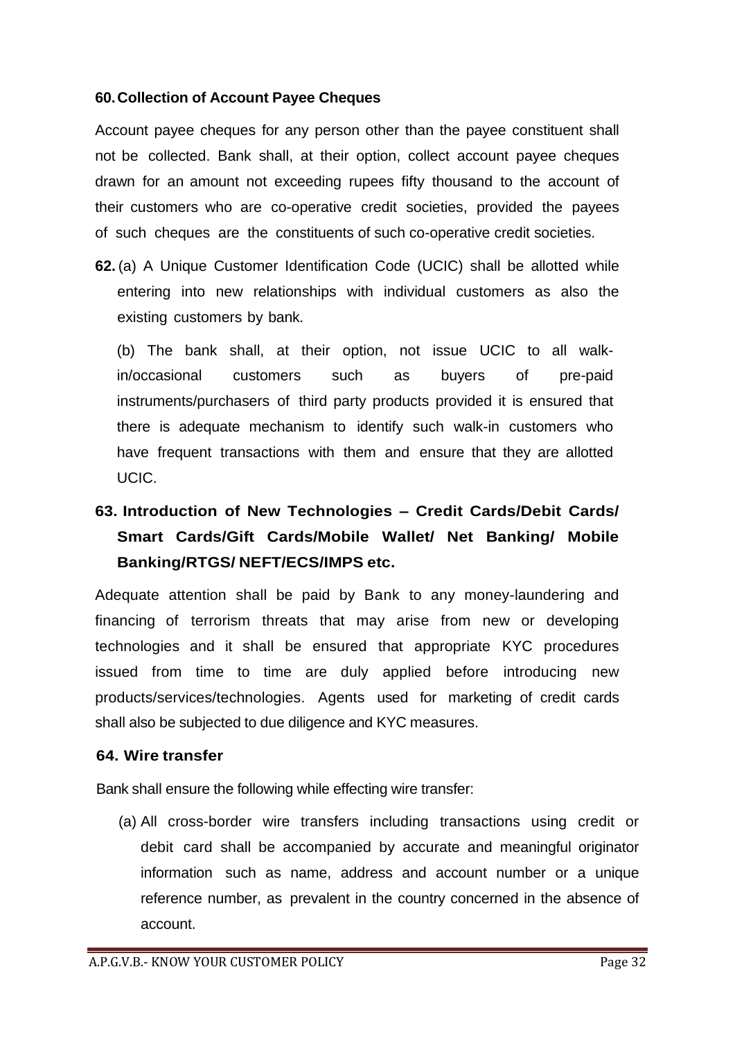**60. Collection of Account Payee Cheques**

Account payee cheques for any person other than the payee constituent shall not be collected. Bank shall, at their option, collect account payee cheques drawn for an amount not exceeding rupees fifty thousand to the account of their customers who are co-operative credit societies, provided the payees of such cheques are the constituents of such co-operative credit societies.

**62.** (a) A Unique Customer Identification Code (UCIC) shall be allotted while entering into new relationships with individual customers as also the existing customers by bank.

(b) The bank shall, at their option, not issue UCIC to all walk-in/occasional customers such as buyers of pre-paid instruments/purchasers of third party products provided it is ensured that there is adequate mechanism to identify such walk-in customers who have frequent transactions with them and ensure that they are allotted UCIC.

**63. Introduction of New Technologies – Credit Cards/Debit Cards/ Smart Cards/Gift Cards/Mobile Wallet/ Net Banking/ Mobile Banking/RTGS/ NEFT/ECS/IMPS etc.**

Adequate attention shall be paid by Bank to any money-laundering and financing of terrorism threats that may arise from new or developing technologies and it shall be ensured that appropriate KYC procedures issued from time to time are duly applied before introducing new products/services/technologies. Agents used for marketing of credit cards shall also be subjected to due diligence and KYC measures.

**64. Wire transfer**

Bank shall ensure the following while effecting wire transfer:

(a) All cross-border wire transfers including transactions using credit or debit card shall be accompanied by accurate and meaningful originator information such as name, address and account number or a unique reference number, as prevalent in the country concerned in the absence of account.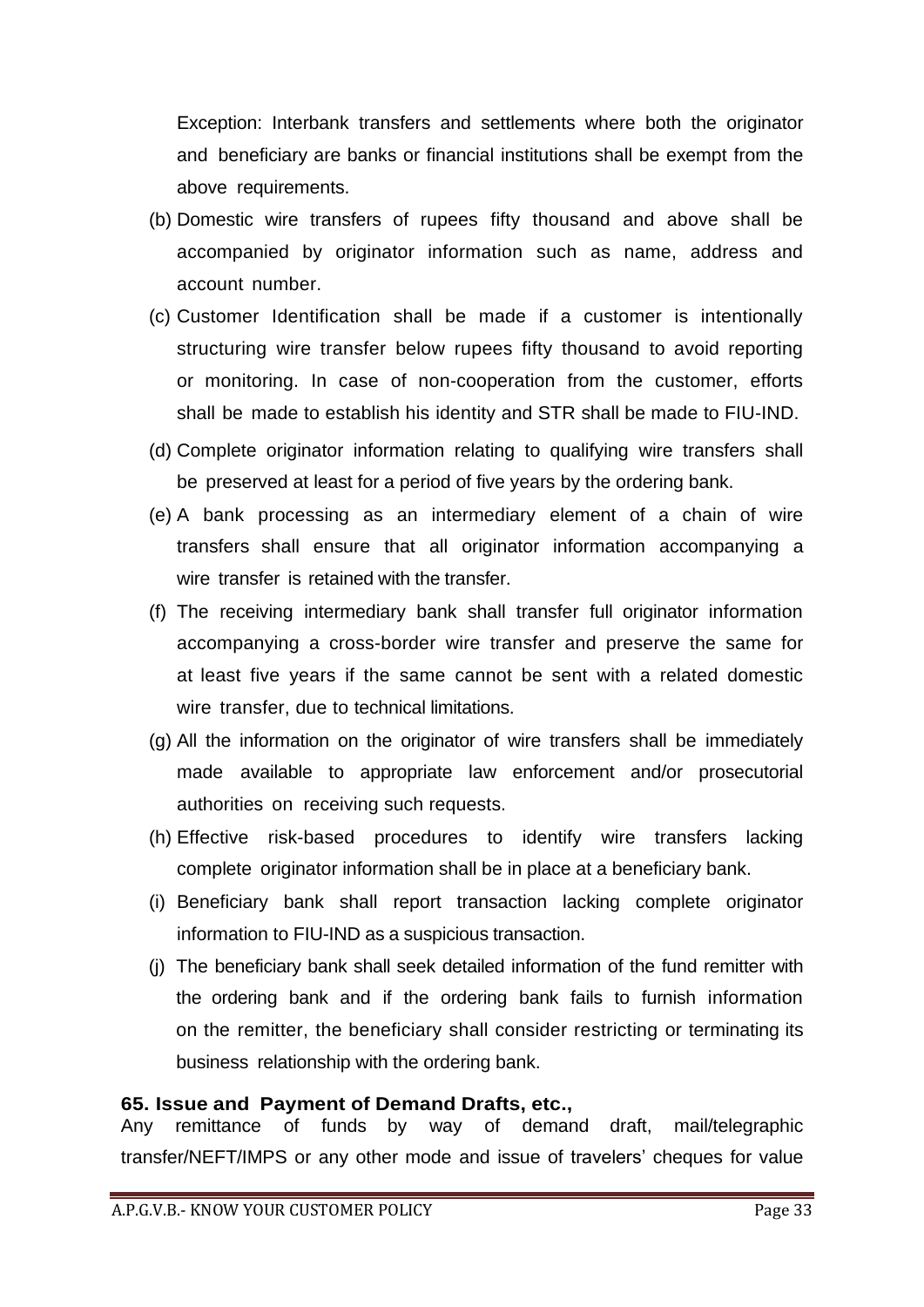Exception: Interbank transfers and settlements where both the originator and beneficiary are banks or financial institutions shall be exempt from the above requirements.

(b) Domestic wire transfers of rupees fifty thousand and above shall be accompanied by originator information such as name, address and account number.

(c) Customer Identification shall be made if a customer is intentionally structuring wire transfer below rupees fifty thousand to avoid reporting or monitoring. In case of non-cooperation from the customer, efforts shall be made to establish his identity and STR shall be made to FIU-IND.

(d) Complete originator information relating to qualifying wire transfers shall be preserved at least for a period of five years by the ordering bank.

(e) A bank processing as an intermediary element of a chain of wire transfers shall ensure that all originator information accompanying a wire transfer is retained with the transfer.

(f) The receiving intermediary bank shall transfer full originator information accompanying a cross-border wire transfer and preserve the same for at least five years if the same cannot be sent with a related domestic wire transfer, due to technical limitations.

(g) All the information on the originator of wire transfers shall be immediately made available to appropriate law enforcement and/or prosecutorial authorities on receiving such requests.

(h) Effective risk-based procedures to identify wire transfers lacking complete originator information shall be in place at a beneficiary bank.

(i) Beneficiary bank shall report transaction lacking complete originator information to FIU-IND as a suspicious transaction.

(j) The beneficiary bank shall seek detailed information of the fund remitter with the ordering bank and if the ordering bank fails to furnish information on the remitter, the beneficiary shall consider restricting or terminating its business relationship with the ordering bank.

**65. Issue and Payment of Demand Drafts, etc.,**

Any remittance of funds by way of demand draft, mail/telegraphic transfer/NEFT/IMPS or any other mode and issue of travelers' cheques for value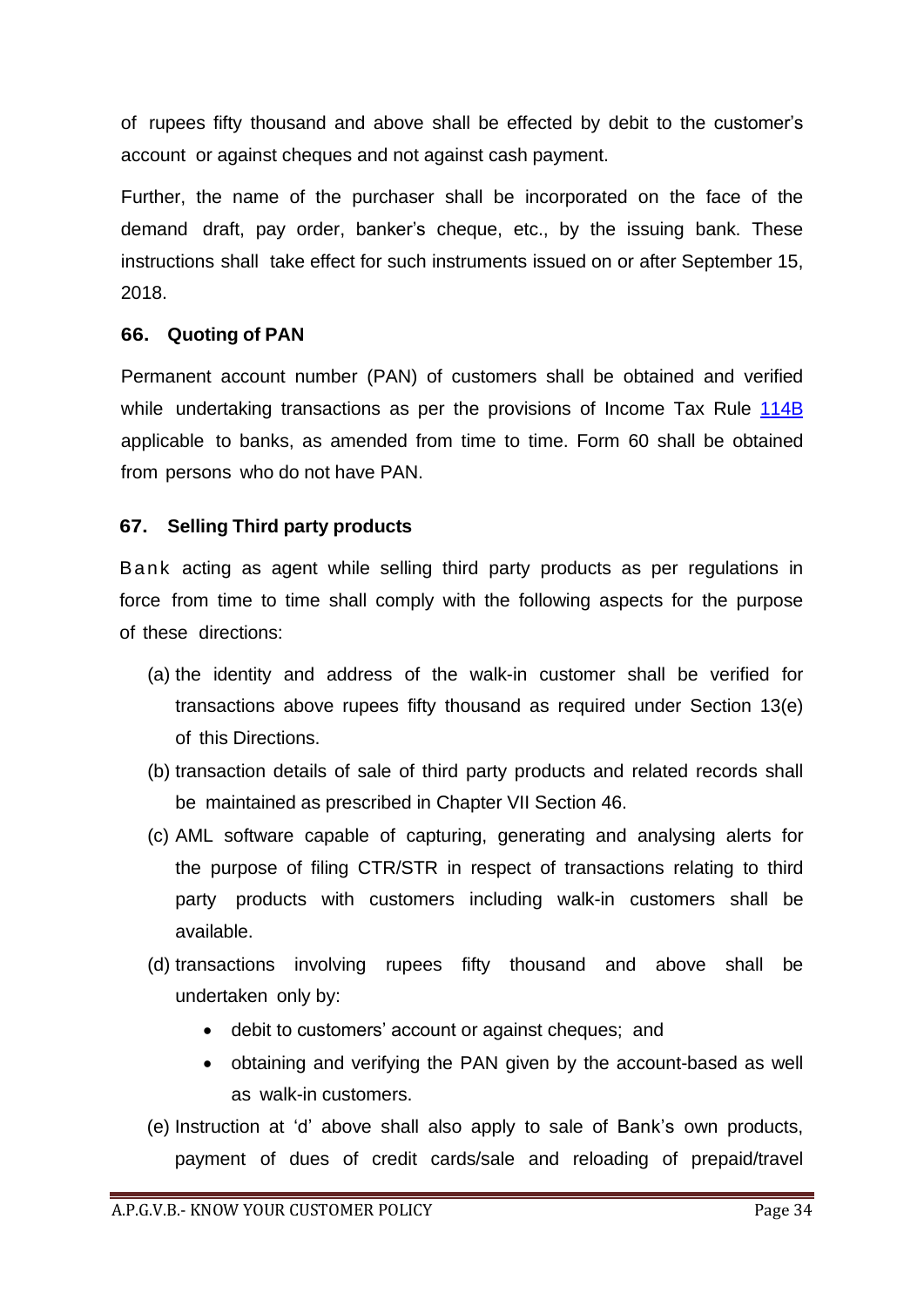of rupees fifty thousand and above shall be effected by debit to the customer's account or against cheques and not against cash payment.

Further, the name of the purchaser shall be incorporated on the face of the demand draft, pay order, banker's cheque, etc., by the issuing bank. These instructions shall take effect for such instruments issued on or after September 15, 2018.

### 66. Quoting of PAN

Permanent account number (PAN) of customers shall be obtained and verified while undertaking transactions as per the provisions of Income Tax Rule 114B applicable to banks, as amended from time to time. Form 60 shall be obtained from persons who do not have PAN.

### 67. Selling Third party products

Bank acting as agent while selling third party products as per regulations in force from time to time shall comply with the following aspects for the purpose of these directions:

(a) the identity and address of the walk-in customer shall be verified for transactions above rupees fifty thousand as required under Section 13(e) of this Directions.

(b) transaction details of sale of third party products and related records shall be maintained as prescribed in Chapter VII Section 46.

(c) AML software capable of capturing, generating and analysing alerts for the purpose of filing CTR/STR in respect of transactions relating to third party products with customers including walk-in customers shall be available.

(d) transactions involving rupees fifty thousand and above shall be undertaken only by:

- debit to customers' account or against cheques; and
- obtaining and verifying the PAN given by the account-based as well as walk-in customers.

(e) Instruction at 'd' above shall also apply to sale of Bank's own products, payment of dues of credit cards/sale and reloading of prepaid/travel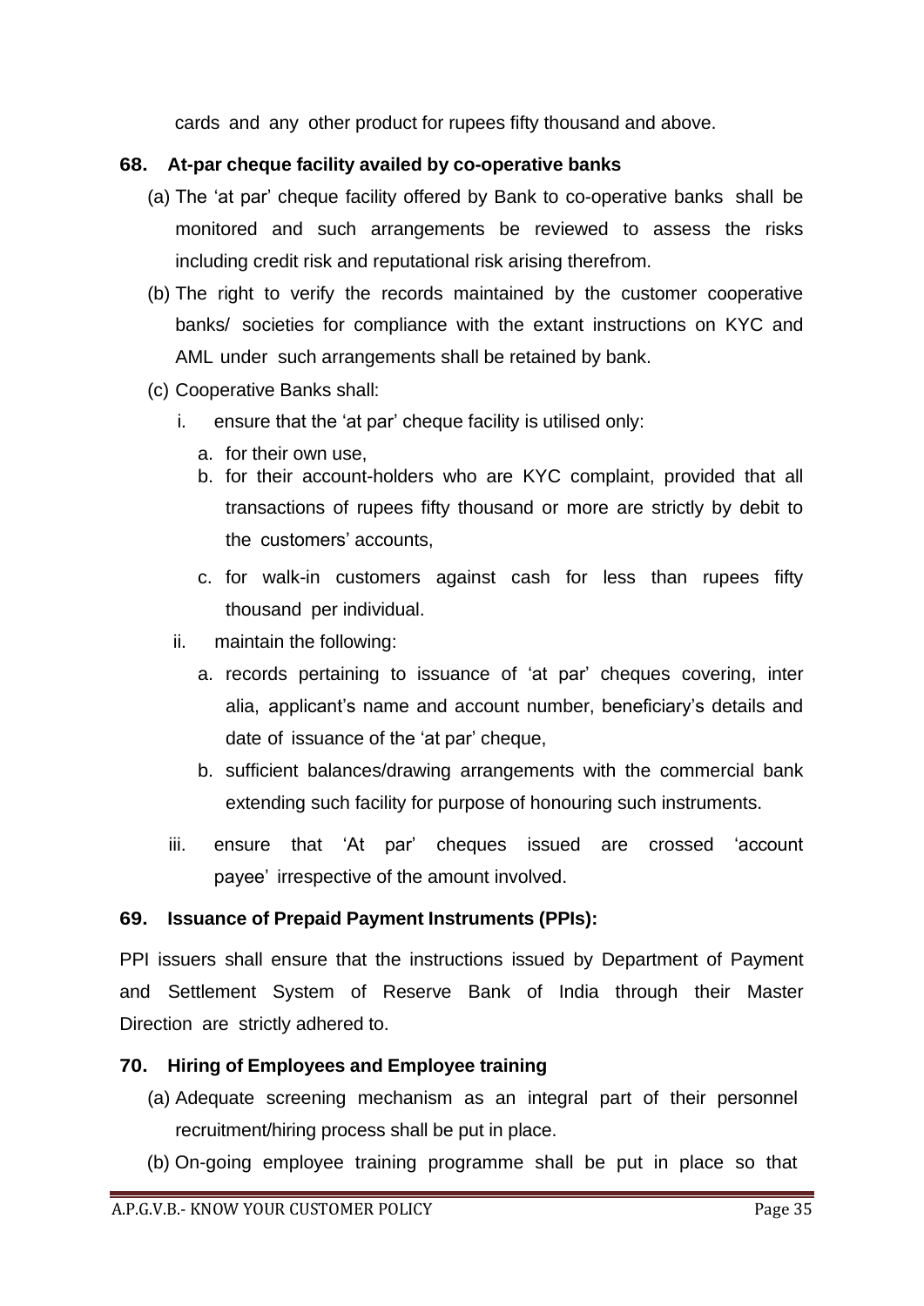cards and any other product for rupees fifty thousand and above.

### 68. At-par cheque facility availed by co-operative banks

(a) The 'at par' cheque facility offered by Bank to co-operative banks shall be monitored and such arrangements be reviewed to assess the risks including credit risk and reputational risk arising therefrom.

(b) The right to verify the records maintained by the customer cooperative banks/ societies for compliance with the extant instructions on KYC and AML under such arrangements shall be retained by bank.

(c) Cooperative Banks shall:

   i. ensure that the 'at par' cheque facility is utilised only:

      a. for their own use,
      b. for their account-holders who are KYC complaint, provided that all transactions of rupees fifty thousand or more are strictly by debit to the customers' accounts,
      c. for walk-in customers against cash for less than rupees fifty thousand per individual.

   ii. maintain the following:

      a. records pertaining to issuance of 'at par' cheques covering, inter alia, applicant's name and account number, beneficiary's details and date of issuance of the 'at par' cheque,
      b. sufficient balances/drawing arrangements with the commercial bank extending such facility for purpose of honouring such instruments.

   iii. ensure that 'At par' cheques issued are crossed 'account payee' irrespective of the amount involved.

### 69. Issuance of Prepaid Payment Instruments (PPIs):

PPI issuers shall ensure that the instructions issued by Department of Payment and Settlement System of Reserve Bank of India through their Master Direction are strictly adhered to.

### 70. Hiring of Employees and Employee training

(a) Adequate screening mechanism as an integral part of their personnel recruitment/hiring process shall be put in place.

(b) On-going employee training programme shall be put in place so that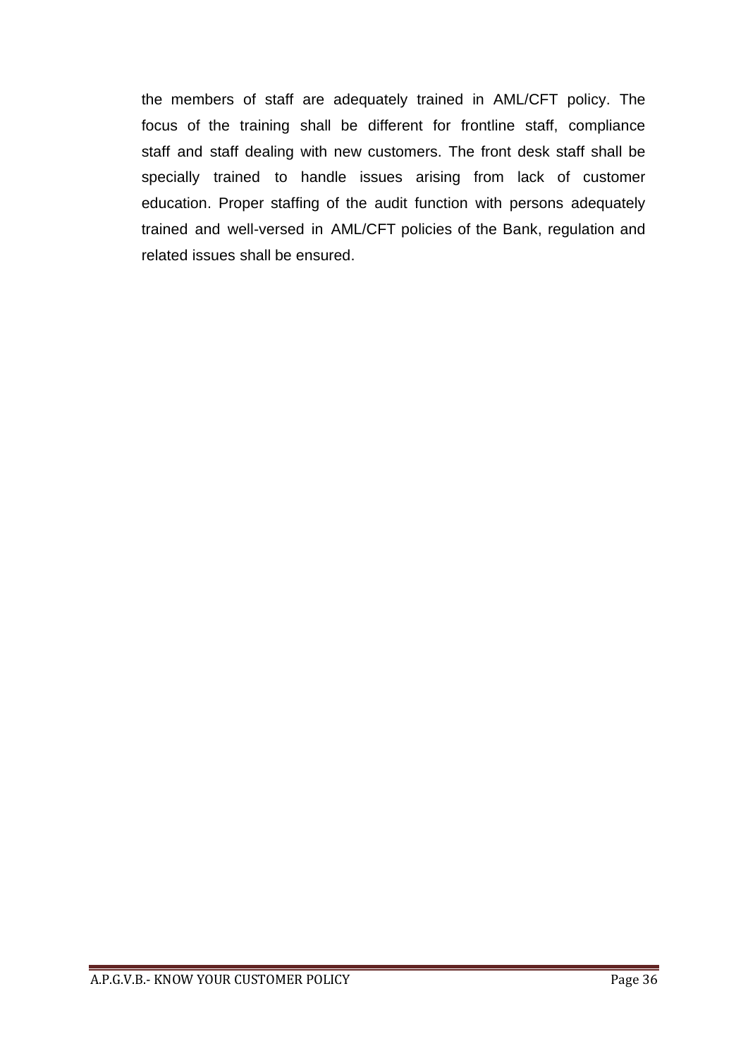the members of staff are adequately trained in AML/CFT policy. The focus of the training shall be different for frontline staff, compliance staff and staff dealing with new customers. The front desk staff shall be specially trained to handle issues arising from lack of customer education. Proper staffing of the audit function with persons adequately trained and well-versed in AML/CFT policies of the Bank, regulation and related issues shall be ensured.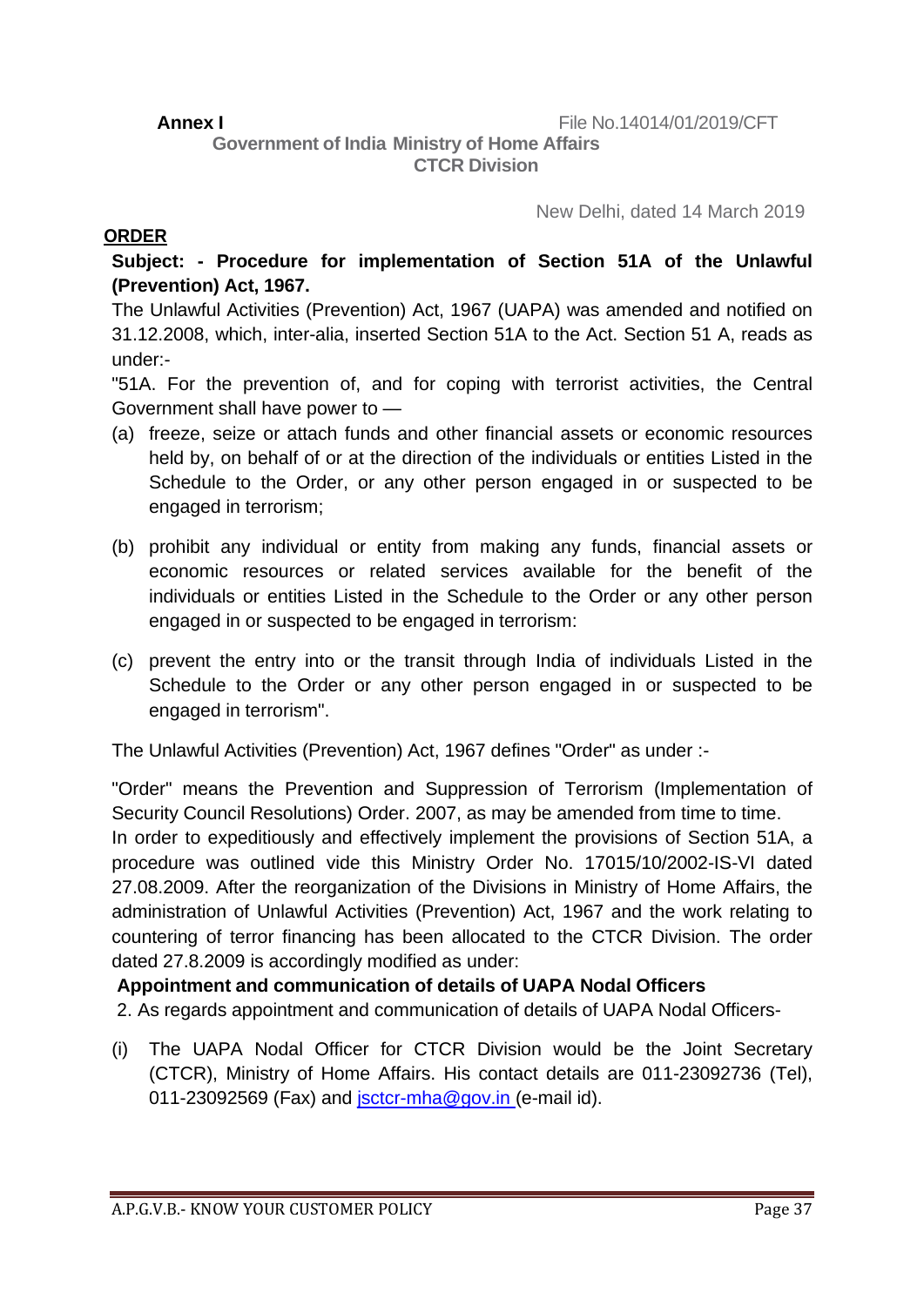**Annex I** File No.14014/01/2019/CFT

**Government of India Ministry of Home Affairs**
**CTCR Division**

New Delhi, dated 14 March 2019

**ORDER**

**Subject: - Procedure for implementation of Section 51A of the Unlawful (Prevention) Act, 1967.**

The Unlawful Activities (Prevention) Act, 1967 (UAPA) was amended and notified on 31.12.2008, which, inter-alia, inserted Section 51A to the Act. Section 51 A, reads as under:-

"51A. For the prevention of, and for coping with terrorist activities, the Central Government shall have power to —

(a) freeze, seize or attach funds and other financial assets or economic resources held by, on behalf of or at the direction of the individuals or entities Listed in the Schedule to the Order, or any other person engaged in or suspected to be engaged in terrorism;

(b) prohibit any individual or entity from making any funds, financial assets or economic resources or related services available for the benefit of the individuals or entities Listed in the Schedule to the Order or any other person engaged in or suspected to be engaged in terrorism:

(c) prevent the entry into or the transit through India of individuals Listed in the Schedule to the Order or any other person engaged in or suspected to be engaged in terrorism".

The Unlawful Activities (Prevention) Act, 1967 defines "Order" as under :-

"Order" means the Prevention and Suppression of Terrorism (Implementation of Security Council Resolutions) Order. 2007, as may be amended from time to time.

In order to expeditiously and effectively implement the provisions of Section 51A, a procedure was outlined vide this Ministry Order No. 17015/10/2002-IS-VI dated 27.08.2009. After the reorganization of the Divisions in Ministry of Home Affairs, the administration of Unlawful Activities (Prevention) Act, 1967 and the work relating to countering of terror financing has been allocated to the CTCR Division. The order dated 27.8.2009 is accordingly modified as under:

**Appointment and communication of details of UAPA Nodal Officers**

2. As regards appointment and communication of details of UAPA Nodal Officers-

(i) The UAPA Nodal Officer for CTCR Division would be the Joint Secretary (CTCR), Ministry of Home Affairs. His contact details are 011-23092736 (Tel), 011-23092569 (Fax) and jsctcr-mha@gov.in (e-mail id).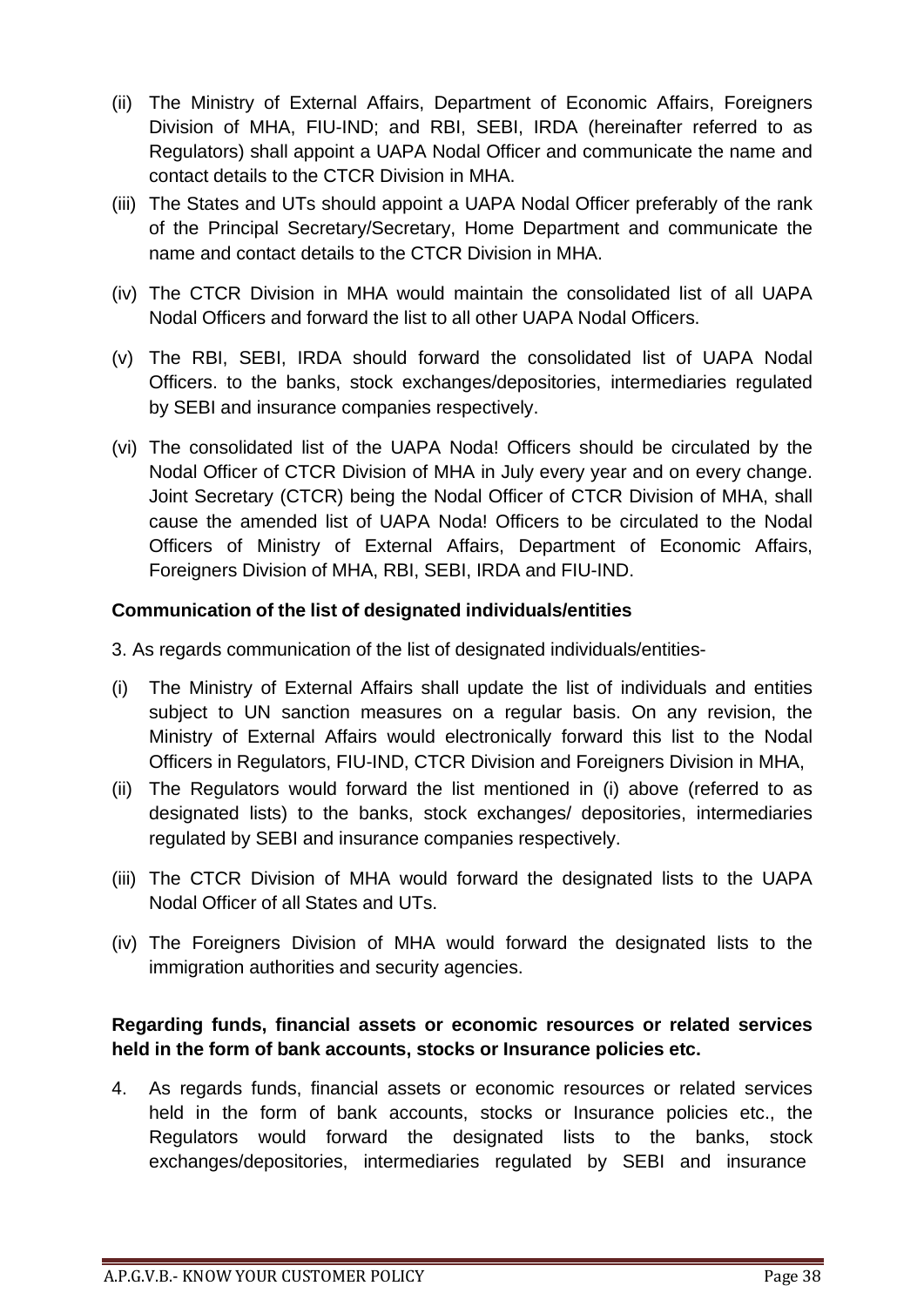(ii) The Ministry of External Affairs, Department of Economic Affairs, Foreigners Division of MHA, FIU-IND; and RBI, SEBI, IRDA (hereinafter referred to as Regulators) shall appoint a UAPA Nodal Officer and communicate the name and contact details to the CTCR Division in MHA.

(iii) The States and UTs should appoint a UAPA Nodal Officer preferably of the rank of the Principal Secretary/Secretary, Home Department and communicate the name and contact details to the CTCR Division in MHA.

(iv) The CTCR Division in MHA would maintain the consolidated list of all UAPA Nodal Officers and forward the list to all other UAPA Nodal Officers.

(v) The RBI, SEBI, IRDA should forward the consolidated list of UAPA Nodal Officers. to the banks, stock exchanges/depositories, intermediaries regulated by SEBI and insurance companies respectively.

(vi) The consolidated list of the UAPA Noda! Officers should be circulated by the Nodal Officer of CTCR Division of MHA in July every year and on every change. Joint Secretary (CTCR) being the Nodal Officer of CTCR Division of MHA, shall cause the amended list of UAPA Noda! Officers to be circulated to the Nodal Officers of Ministry of External Affairs, Department of Economic Affairs, Foreigners Division of MHA, RBI, SEBI, IRDA and FIU-IND.

**Communication of the list of designated individuals/entities**

3. As regards communication of the list of designated individuals/entities-

(i) The Ministry of External Affairs shall update the list of individuals and entities subject to UN sanction measures on a regular basis. On any revision, the Ministry of External Affairs would electronically forward this list to the Nodal Officers in Regulators, FIU-IND, CTCR Division and Foreigners Division in MHA,

(ii) The Regulators would forward the list mentioned in (i) above (referred to as designated lists) to the banks, stock exchanges/ depositories, intermediaries regulated by SEBI and insurance companies respectively.

(iii) The CTCR Division of MHA would forward the designated lists to the UAPA Nodal Officer of all States and UTs.

(iv) The Foreigners Division of MHA would forward the designated lists to the immigration authorities and security agencies.

**Regarding funds, financial assets or economic resources or related services held in the form of bank accounts, stocks or Insurance policies etc.**

4. As regards funds, financial assets or economic resources or related services held in the form of bank accounts, stocks or Insurance policies etc., the Regulators would forward the designated lists to the banks, stock exchanges/depositories, intermediaries regulated by SEBI and insurance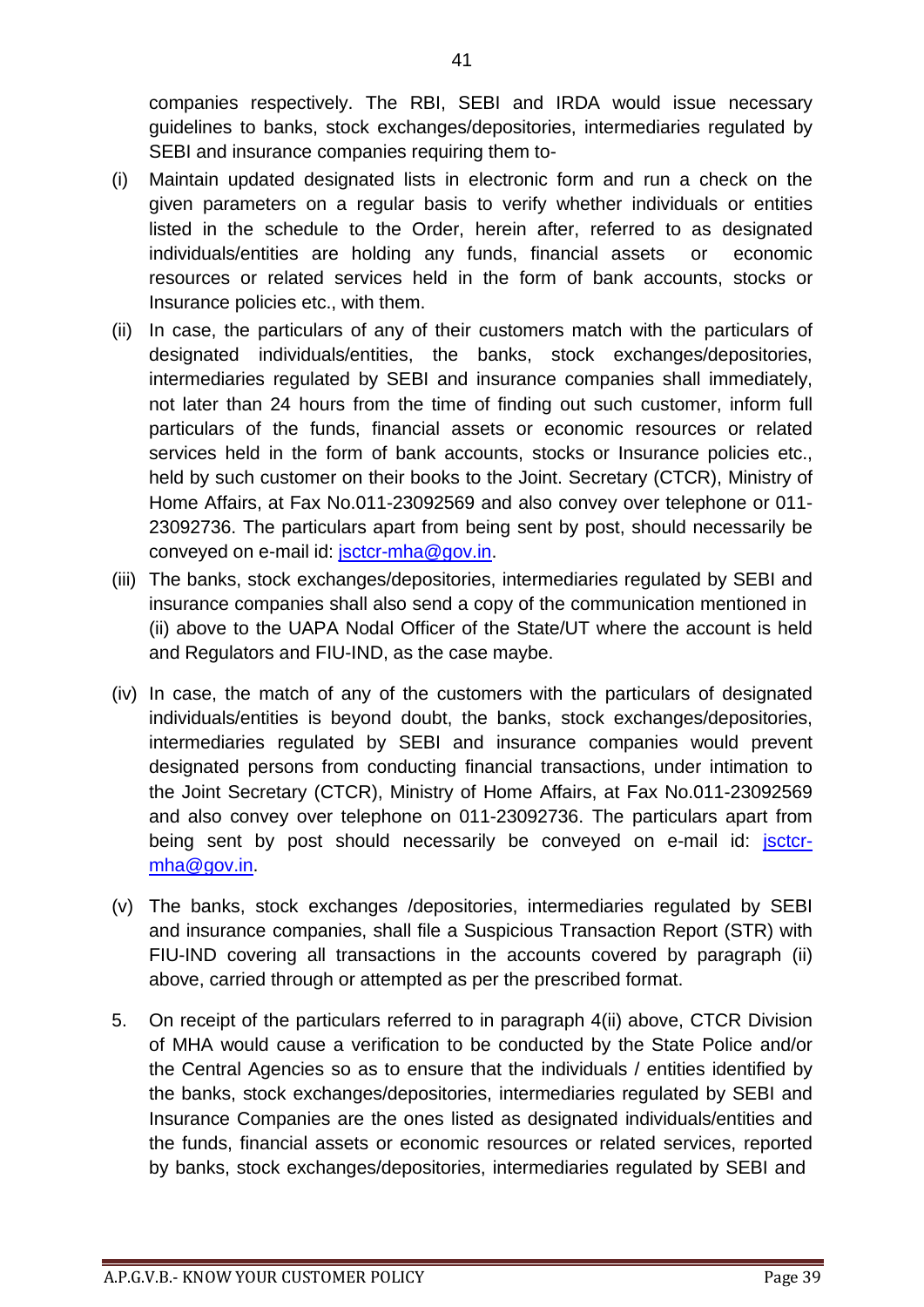companies respectively. The RBI, SEBI and IRDA would issue necessary guidelines to banks, stock exchanges/depositories, intermediaries regulated by SEBI and insurance companies requiring them to-

(i) Maintain updated designated lists in electronic form and run a check on the given parameters on a regular basis to verify whether individuals or entities listed in the schedule to the Order, herein after, referred to as designated individuals/entities are holding any funds, financial assets or economic resources or related services held in the form of bank accounts, stocks or Insurance policies etc., with them.

(ii) In case, the particulars of any of their customers match with the particulars of designated individuals/entities, the banks, stock exchanges/depositories, intermediaries regulated by SEBI and insurance companies shall immediately, not later than 24 hours from the time of finding out such customer, inform full particulars of the funds, financial assets or economic resources or related services held in the form of bank accounts, stocks or Insurance policies etc., held by such customer on their books to the Joint. Secretary (CTCR), Ministry of Home Affairs, at Fax No.011-23092569 and also convey over telephone or 011-23092736. The particulars apart from being sent by post, should necessarily be conveyed on e-mail id: jsctcr-mha@gov.in.

(iii) The banks, stock exchanges/depositories, intermediaries regulated by SEBI and insurance companies shall also send a copy of the communication mentioned in (ii) above to the UAPA Nodal Officer of the State/UT where the account is held and Regulators and FIU-IND, as the case maybe.

(iv) In case, the match of any of the customers with the particulars of designated individuals/entities is beyond doubt, the banks, stock exchanges/depositories, intermediaries regulated by SEBI and insurance companies would prevent designated persons from conducting financial transactions, under intimation to the Joint Secretary (CTCR), Ministry of Home Affairs, at Fax No.011-23092569 and also convey over telephone on 011-23092736. The particulars apart from being sent by post should necessarily be conveyed on e-mail id: jsctcr-mha@gov.in.

(v) The banks, stock exchanges /depositories, intermediaries regulated by SEBI and insurance companies, shall file a Suspicious Transaction Report (STR) with FIU-IND covering all transactions in the accounts covered by paragraph (ii) above, carried through or attempted as per the prescribed format.

5. On receipt of the particulars referred to in paragraph 4(ii) above, CTCR Division of MHA would cause a verification to be conducted by the State Police and/or the Central Agencies so as to ensure that the individuals / entities identified by the banks, stock exchanges/depositories, intermediaries regulated by SEBI and Insurance Companies are the ones listed as designated individuals/entities and the funds, financial assets or economic resources or related services, reported by banks, stock exchanges/depositories, intermediaries regulated by SEBI and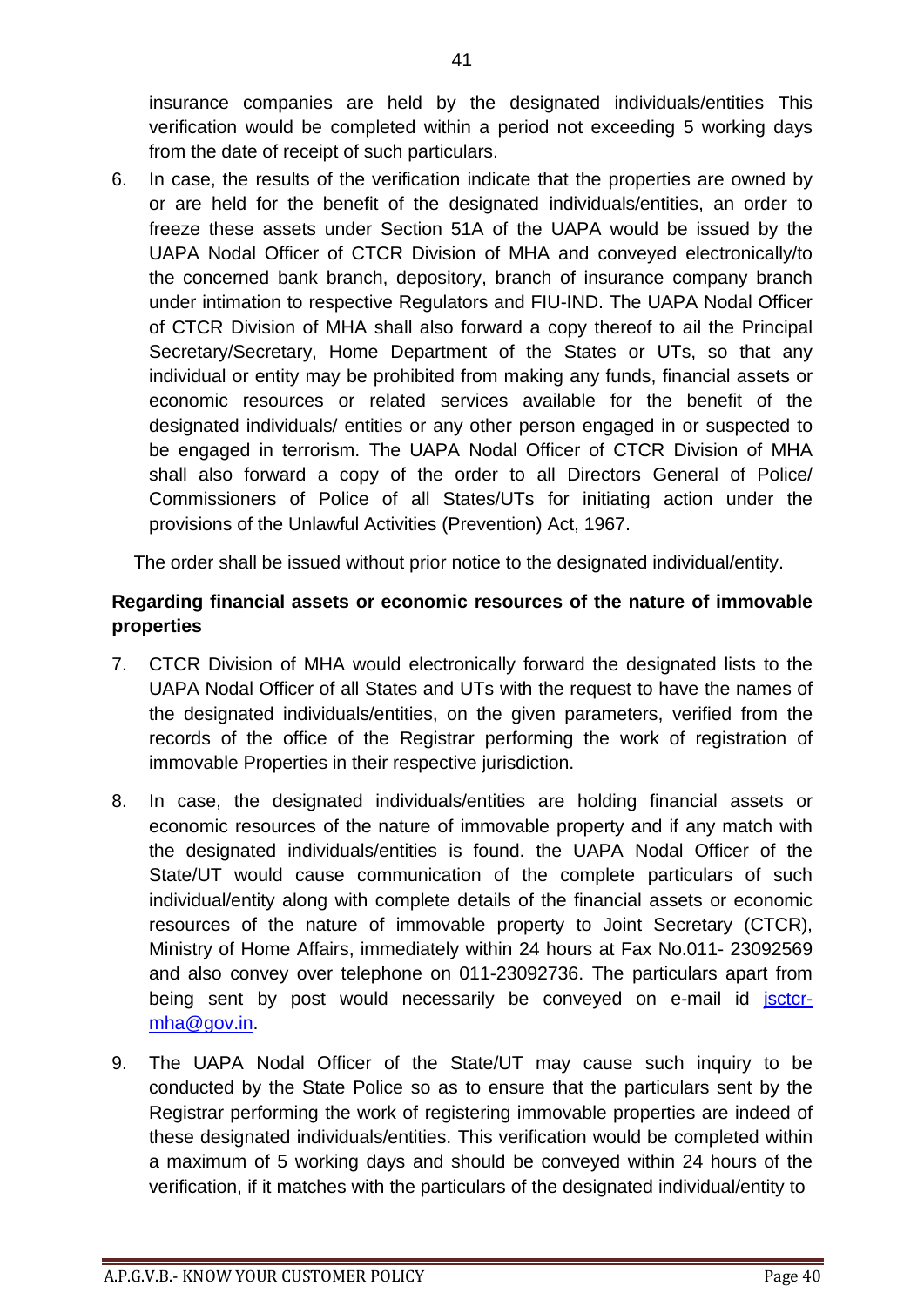insurance companies are held by the designated individuals/entities This verification would be completed within a period not exceeding 5 working days from the date of receipt of such particulars.

6. In case, the results of the verification indicate that the properties are owned by or are held for the benefit of the designated individuals/entities, an order to freeze these assets under Section 51A of the UAPA would be issued by the UAPA Nodal Officer of CTCR Division of MHA and conveyed electronically/to the concerned bank branch, depository, branch of insurance company branch under intimation to respective Regulators and FIU-IND. The UAPA Nodal Officer of CTCR Division of MHA shall also forward a copy thereof to ail the Principal Secretary/Secretary, Home Department of the States or UTs, so that any individual or entity may be prohibited from making any funds, financial assets or economic resources or related services available for the benefit of the designated individuals/ entities or any other person engaged in or suspected to be engaged in terrorism. The UAPA Nodal Officer of CTCR Division of MHA shall also forward a copy of the order to all Directors General of Police/ Commissioners of Police of all States/UTs for initiating action under the provisions of the Unlawful Activities (Prevention) Act, 1967.

The order shall be issued without prior notice to the designated individual/entity.

**Regarding financial assets or economic resources of the nature of immovable properties**

7. CTCR Division of MHA would electronically forward the designated lists to the UAPA Nodal Officer of all States and UTs with the request to have the names of the designated individuals/entities, on the given parameters, verified from the records of the office of the Registrar performing the work of registration of immovable Properties in their respective jurisdiction.

8. In case, the designated individuals/entities are holding financial assets or economic resources of the nature of immovable property and if any match with the designated individuals/entities is found. the UAPA Nodal Officer of the State/UT would cause communication of the complete particulars of such individual/entity along with complete details of the financial assets or economic resources of the nature of immovable property to Joint Secretary (CTCR), Ministry of Home Affairs, immediately within 24 hours at Fax No.011- 23092569 and also convey over telephone on 011-23092736. The particulars apart from being sent by post would necessarily be conveyed on e-mail id jsctcr-mha@gov.in.

9. The UAPA Nodal Officer of the State/UT may cause such inquiry to be conducted by the State Police so as to ensure that the particulars sent by the Registrar performing the work of registering immovable properties are indeed of these designated individuals/entities. This verification would be completed within a maximum of 5 working days and should be conveyed within 24 hours of the verification, if it matches with the particulars of the designated individual/entity to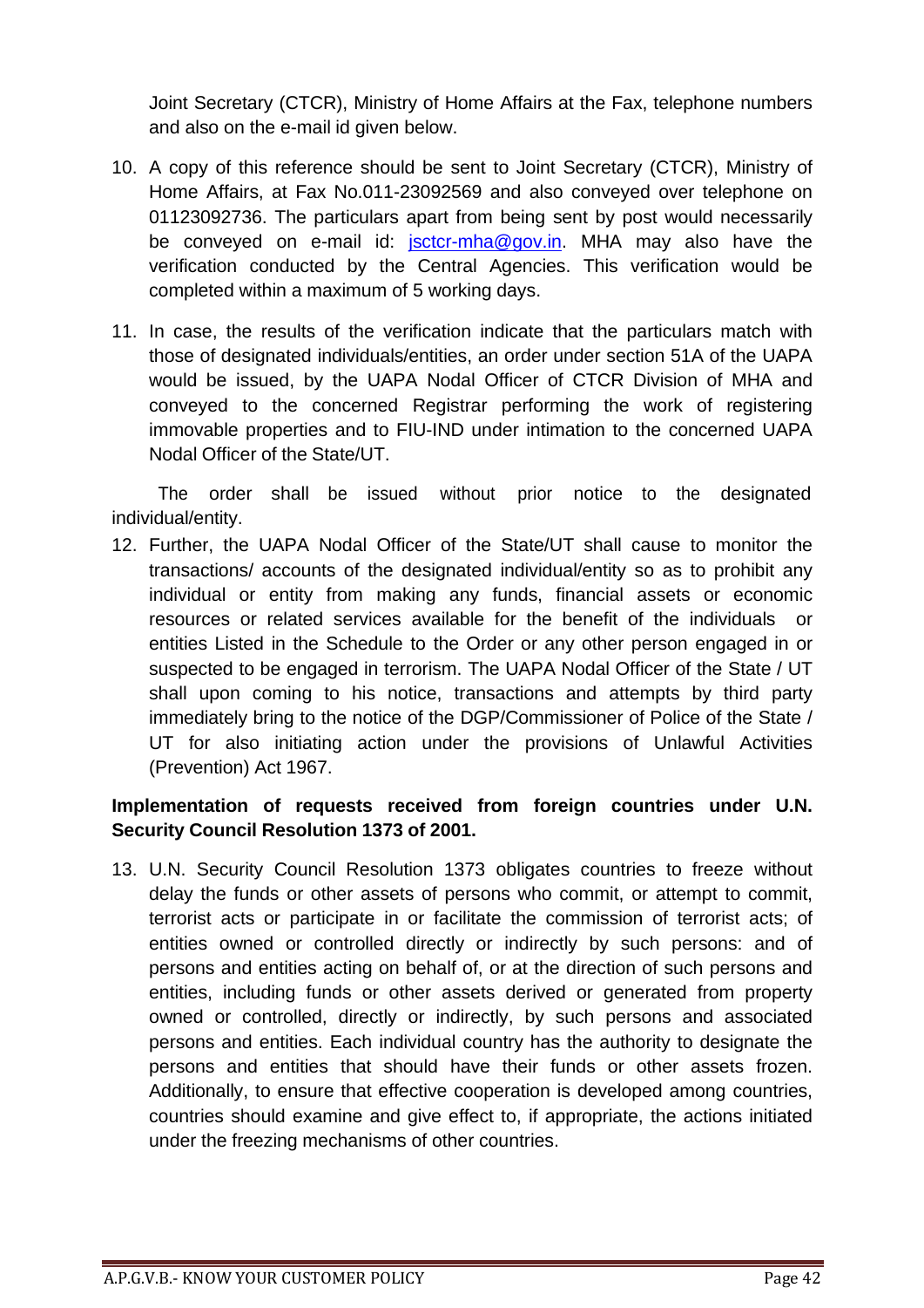Joint Secretary (CTCR), Ministry of Home Affairs at the Fax, telephone numbers and also on the e-mail id given below.

10. A copy of this reference should be sent to Joint Secretary (CTCR), Ministry of Home Affairs, at Fax No.011-23092569 and also conveyed over telephone on 01123092736. The particulars apart from being sent by post would necessarily be conveyed on e-mail id: jsctcr-mha@gov.in. MHA may also have the verification conducted by the Central Agencies. This verification would be completed within a maximum of 5 working days.

11. In case, the results of the verification indicate that the particulars match with those of designated individuals/entities, an order under section 51A of the UAPA would be issued, by the UAPA Nodal Officer of CTCR Division of MHA and conveyed to the concerned Registrar performing the work of registering immovable properties and to FIU-IND under intimation to the concerned UAPA Nodal Officer of the State/UT.

The order shall be issued without prior notice to the designated individual/entity.

12. Further, the UAPA Nodal Officer of the State/UT shall cause to monitor the transactions/ accounts of the designated individual/entity so as to prohibit any individual or entity from making any funds, financial assets or economic resources or related services available for the benefit of the individuals or entities Listed in the Schedule to the Order or any other person engaged in or suspected to be engaged in terrorism. The UAPA Nodal Officer of the State / UT shall upon coming to his notice, transactions and attempts by third party immediately bring to the notice of the DGP/Commissioner of Police of the State / UT for also initiating action under the provisions of Unlawful Activities (Prevention) Act 1967.

**Implementation of requests received from foreign countries under U.N. Security Council Resolution 1373 of 2001.**

13. U.N. Security Council Resolution 1373 obligates countries to freeze without delay the funds or other assets of persons who commit, or attempt to commit, terrorist acts or participate in or facilitate the commission of terrorist acts; of entities owned or controlled directly or indirectly by such persons: and of persons and entities acting on behalf of, or at the direction of such persons and entities, including funds or other assets derived or generated from property owned or controlled, directly or indirectly, by such persons and associated persons and entities. Each individual country has the authority to designate the persons and entities that should have their funds or other assets frozen. Additionally, to ensure that effective cooperation is developed among countries, countries should examine and give effect to, if appropriate, the actions initiated under the freezing mechanisms of other countries.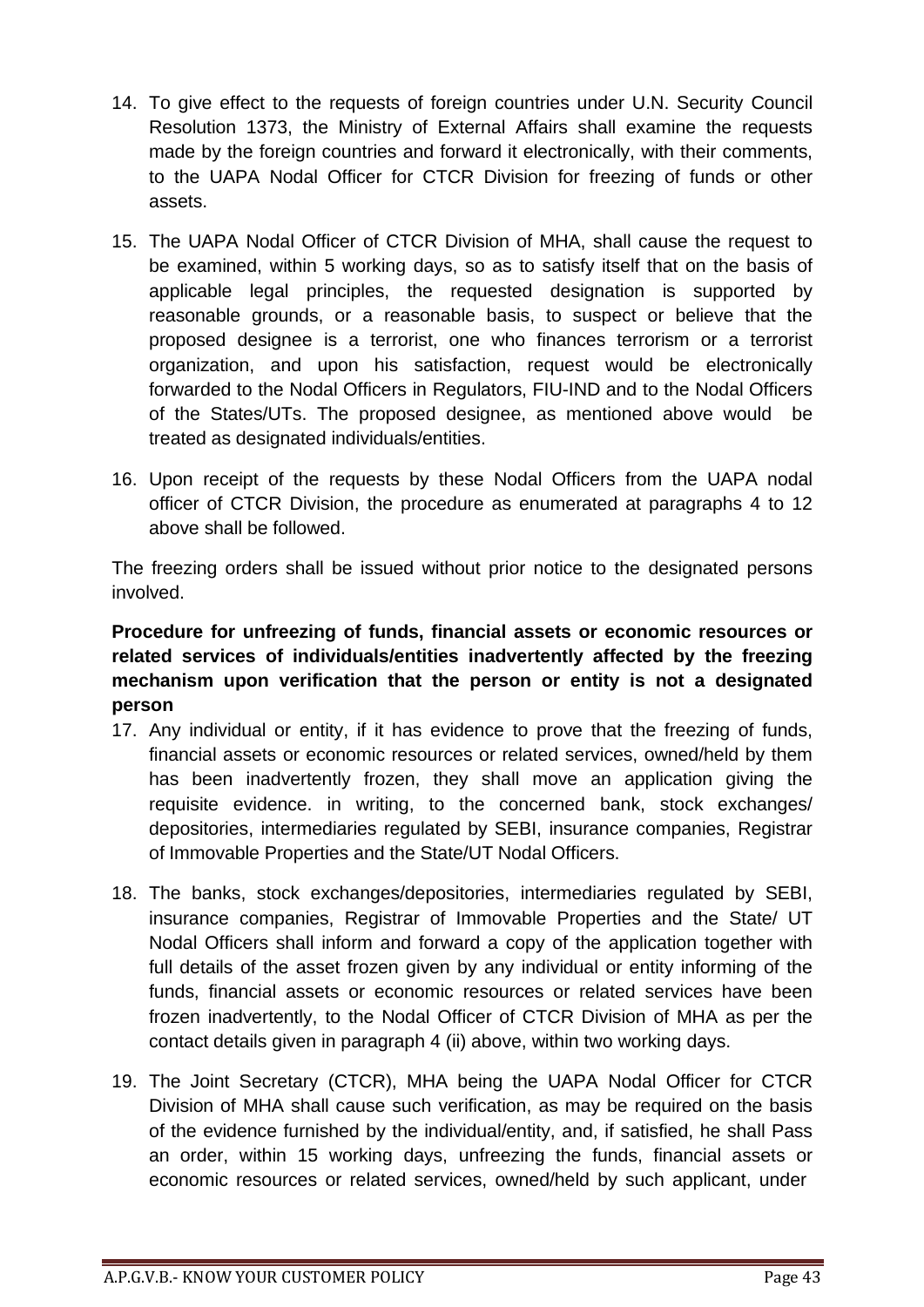14. To give effect to the requests of foreign countries under U.N. Security Council Resolution 1373, the Ministry of External Affairs shall examine the requests made by the foreign countries and forward it electronically, with their comments, to the UAPA Nodal Officer for CTCR Division for freezing of funds or other assets.

15. The UAPA Nodal Officer of CTCR Division of MHA, shall cause the request to be examined, within 5 working days, so as to satisfy itself that on the basis of applicable legal principles, the requested designation is supported by reasonable grounds, or a reasonable basis, to suspect or believe that the proposed designee is a terrorist, one who finances terrorism or a terrorist organization, and upon his satisfaction, request would be electronically forwarded to the Nodal Officers in Regulators, FIU-IND and to the Nodal Officers of the States/UTs. The proposed designee, as mentioned above would be treated as designated individuals/entities.

16. Upon receipt of the requests by these Nodal Officers from the UAPA nodal officer of CTCR Division, the procedure as enumerated at paragraphs 4 to 12 above shall be followed.

The freezing orders shall be issued without prior notice to the designated persons involved.

**Procedure for unfreezing of funds, financial assets or economic resources or related services of individuals/entities inadvertently affected by the freezing mechanism upon verification that the person or entity is not a designated person**

17. Any individual or entity, if it has evidence to prove that the freezing of funds, financial assets or economic resources or related services, owned/held by them has been inadvertently frozen, they shall move an application giving the requisite evidence. in writing, to the concerned bank, stock exchanges/ depositories, intermediaries regulated by SEBI, insurance companies, Registrar of Immovable Properties and the State/UT Nodal Officers.

18. The banks, stock exchanges/depositories, intermediaries regulated by SEBI, insurance companies, Registrar of Immovable Properties and the State/ UT Nodal Officers shall inform and forward a copy of the application together with full details of the asset frozen given by any individual or entity informing of the funds, financial assets or economic resources or related services have been frozen inadvertently, to the Nodal Officer of CTCR Division of MHA as per the contact details given in paragraph 4 (ii) above, within two working days.

19. The Joint Secretary (CTCR), MHA being the UAPA Nodal Officer for CTCR Division of MHA shall cause such verification, as may be required on the basis of the evidence furnished by the individual/entity, and, if satisfied, he shall Pass an order, within 15 working days, unfreezing the funds, financial assets or economic resources or related services, owned/held by such applicant, under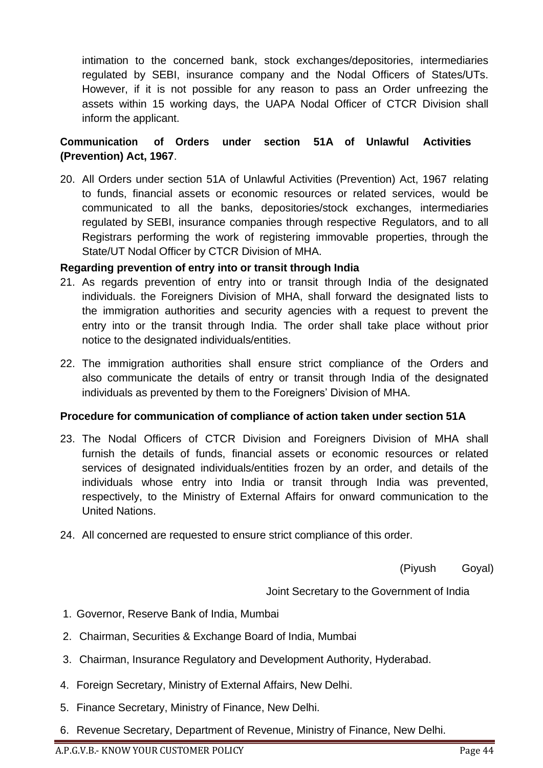intimation to the concerned bank, stock exchanges/depositories, intermediaries regulated by SEBI, insurance company and the Nodal Officers of States/UTs. However, if it is not possible for any reason to pass an Order unfreezing the assets within 15 working days, the UAPA Nodal Officer of CTCR Division shall inform the applicant.

**Communication of Orders under section 51A of Unlawful Activities (Prevention) Act, 1967**.

20. All Orders under section 51A of Unlawful Activities (Prevention) Act, 1967 relating to funds, financial assets or economic resources or related services, would be communicated to all the banks, depositories/stock exchanges, intermediaries regulated by SEBI, insurance companies through respective Regulators, and to all Registrars performing the work of registering immovable properties, through the State/UT Nodal Officer by CTCR Division of MHA.

**Regarding prevention of entry into or transit through India**

21. As regards prevention of entry into or transit through India of the designated individuals. the Foreigners Division of MHA, shall forward the designated lists to the immigration authorities and security agencies with a request to prevent the entry into or the transit through India. The order shall take place without prior notice to the designated individuals/entities.

22. The immigration authorities shall ensure strict compliance of the Orders and also communicate the details of entry or transit through India of the designated individuals as prevented by them to the Foreigners' Division of MHA.

**Procedure for communication of compliance of action taken under section 51A**

23. The Nodal Officers of CTCR Division and Foreigners Division of MHA shall furnish the details of funds, financial assets or economic resources or related services of designated individuals/entities frozen by an order, and details of the individuals whose entry into India or transit through India was prevented, respectively, to the Ministry of External Affairs for onward communication to the United Nations.

24. All concerned are requested to ensure strict compliance of this order.

(Piyush Goyal)

Joint Secretary to the Government of India

1. Governor, Reserve Bank of India, Mumbai
2. Chairman, Securities & Exchange Board of India, Mumbai
3. Chairman, Insurance Regulatory and Development Authority, Hyderabad.
4. Foreign Secretary, Ministry of External Affairs, New Delhi.
5. Finance Secretary, Ministry of Finance, New Delhi.
6. Revenue Secretary, Department of Revenue, Ministry of Finance, New Delhi.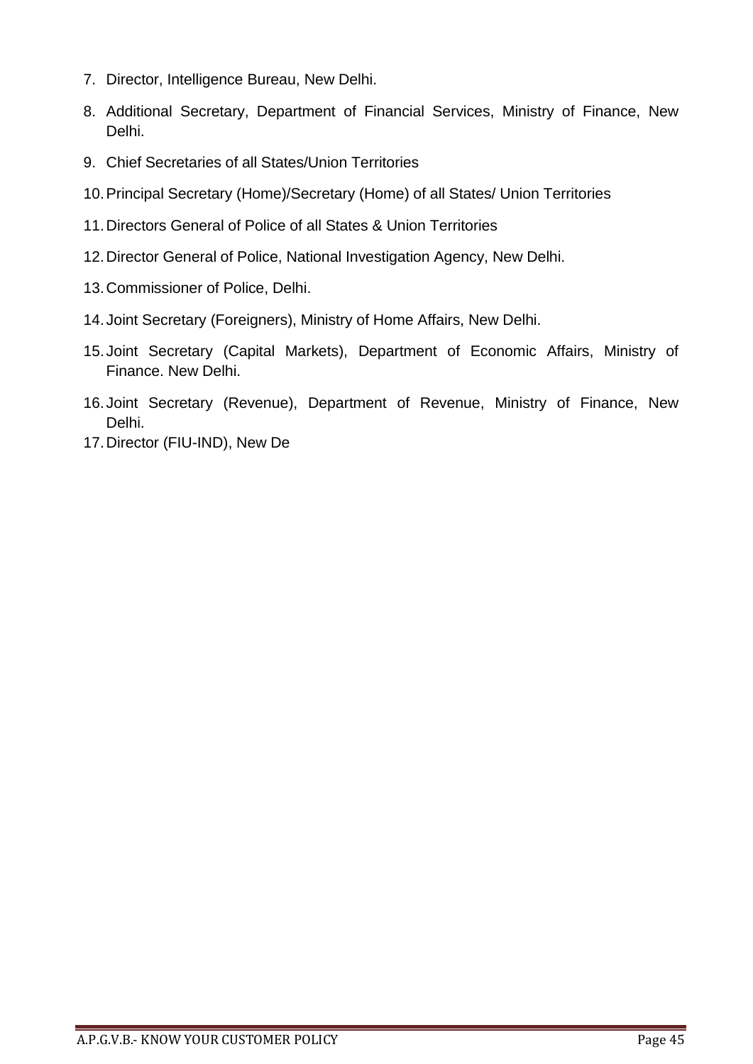7. Director, Intelligence Bureau, New Delhi.
8. Additional Secretary, Department of Financial Services, Ministry of Finance, New Delhi.
9. Chief Secretaries of all States/Union Territories
10. Principal Secretary (Home)/Secretary (Home) of all States/ Union Territories
11. Directors General of Police of all States & Union Territories
12. Director General of Police, National Investigation Agency, New Delhi.
13. Commissioner of Police, Delhi.
14. Joint Secretary (Foreigners), Ministry of Home Affairs, New Delhi.
15. Joint Secretary (Capital Markets), Department of Economic Affairs, Ministry of Finance. New Delhi.
16. Joint Secretary (Revenue), Department of Revenue, Ministry of Finance, New Delhi.
17. Director (FIU-IND), New De